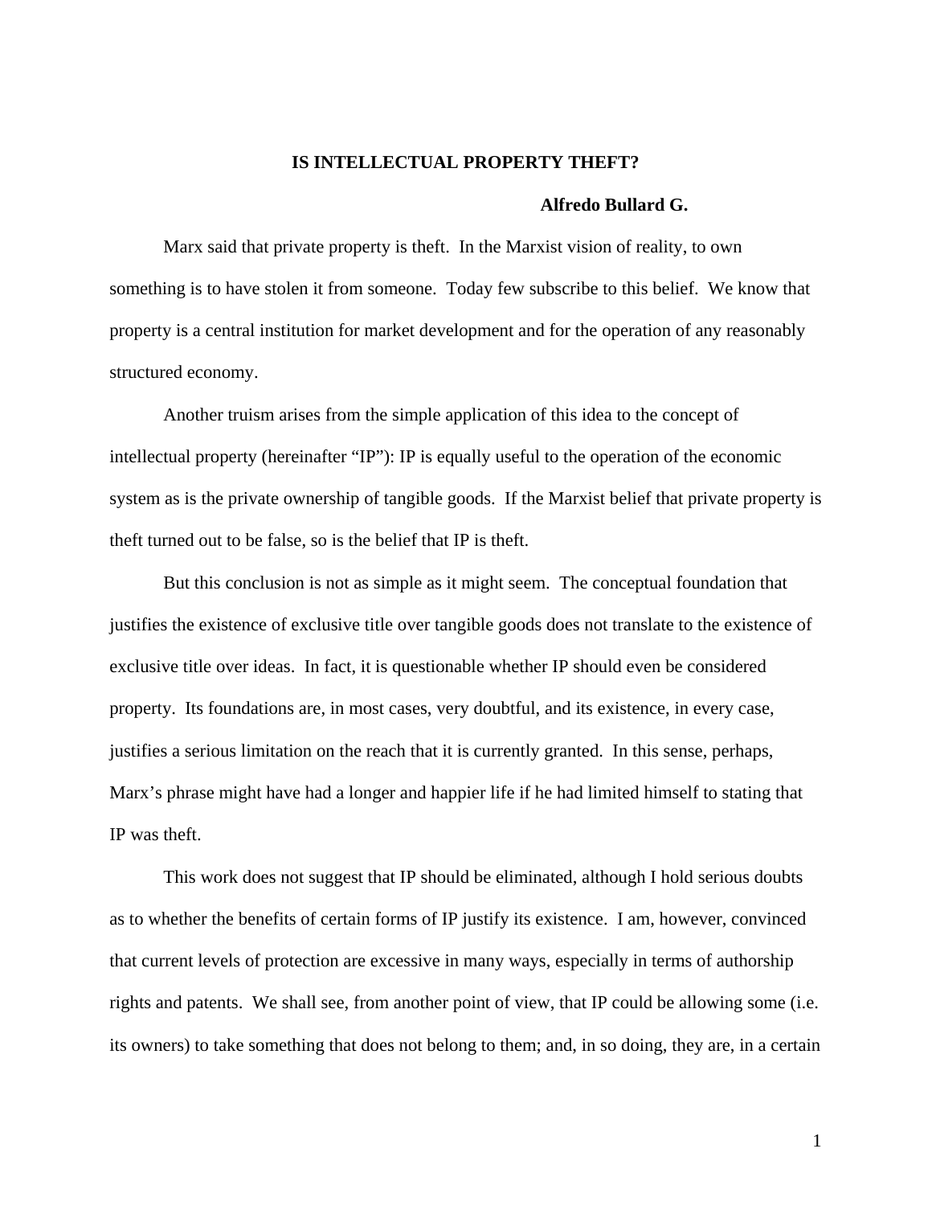# IS INTELLECTUAL PROPERTY THEFT?

**Alfredo Bullard G.**

Marx said that private property is theft. In the Marxist vision of reality, to own something is to have stolen it from someone. Today few subscribe to this belief. We know that property is a central institution for market development and for the operation of any reasonably structured economy.

Another truism arises from the simple application of this idea to the concept of intellectual property (hereinafter "IP"): IP is equally useful to the operation of the economic system as is the private ownership of tangible goods. If the Marxist belief that private property is theft turned out to be false, so is the belief that IP is theft.

But this conclusion is not as simple as it might seem. The conceptual foundation that justifies the existence of exclusive title over tangible goods does not translate to the existence of exclusive title over ideas. In fact, it is questionable whether IP should even be considered property. Its foundations are, in most cases, very doubtful, and its existence, in every case, justifies a serious limitation on the reach that it is currently granted. In this sense, perhaps, Marx's phrase might have had a longer and happier life if he had limited himself to stating that IP was theft.

This work does not suggest that IP should be eliminated, although I hold serious doubts as to whether the benefits of certain forms of IP justify its existence. I am, however, convinced that current levels of protection are excessive in many ways, especially in terms of authorship rights and patents. We shall see, from another point of view, that IP could be allowing some (i.e. its owners) to take something that does not belong to them; and, in so doing, they are, in a certain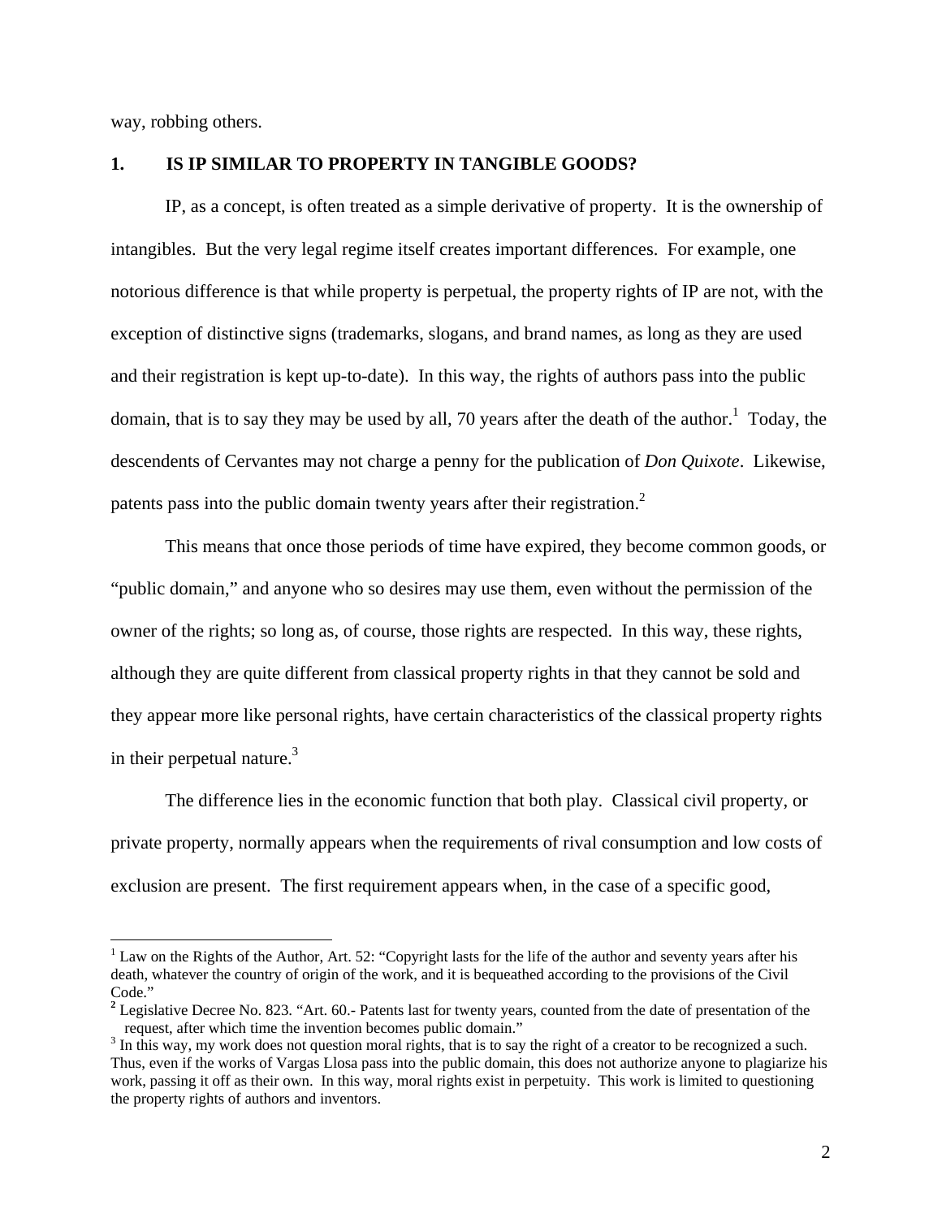way, robbing others.

## 1. IS IP SIMILAR TO PROPERTY IN TANGIBLE GOODS?

IP, as a concept, is often treated as a simple derivative of property. It is the ownership of intangibles. But the very legal regime itself creates important differences. For example, one notorious difference is that while property is perpetual, the property rights of IP are not, with the exception of distinctive signs (trademarks, slogans, and brand names, as long as they are used and their registration is kept up-to-date). In this way, the rights of authors pass into the public domain, that is to say they may be used by all, 70 years after the death of the author.[1] Today, the descendents of Cervantes may not charge a penny for the publication of *Don Quixote*. Likewise, patents pass into the public domain twenty years after their registration.[2]

This means that once those periods of time have expired, they become common goods, or "public domain," and anyone who so desires may use them, even without the permission of the owner of the rights; so long as, of course, those rights are respected. In this way, these rights, although they are quite different from classical property rights in that they cannot be sold and they appear more like personal rights, have certain characteristics of the classical property rights in their perpetual nature.[3]

The difference lies in the economic function that both play. Classical civil property, or private property, normally appears when the requirements of rival consumption and low costs of exclusion are present. The first requirement appears when, in the case of a specific good,

---

[1] Law on the Rights of the Author, Art. 52: "Copyright lasts for the life of the author and seventy years after his death, whatever the country of origin of the work, and it is bequeathed according to the provisions of the Civil Code."

[2] Legislative Decree No. 823. "Art. 60.- Patents last for twenty years, counted from the date of presentation of the request, after which time the invention becomes public domain."

[3] In this way, my work does not question moral rights, that is to say the right of a creator to be recognized a such. Thus, even if the works of Vargas Llosa pass into the public domain, this does not authorize anyone to plagiarize his work, passing it off as their own. In this way, moral rights exist in perpetuity. This work is limited to questioning the property rights of authors and inventors.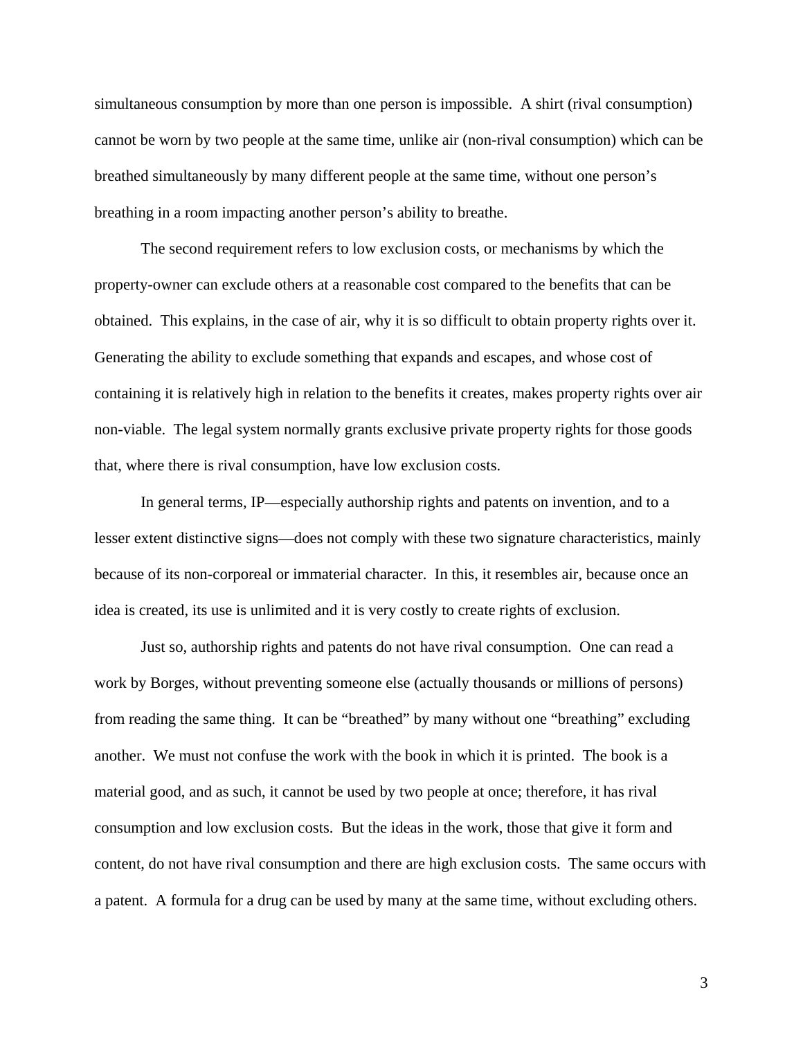simultaneous consumption by more than one person is impossible. A shirt (rival consumption) cannot be worn by two people at the same time, unlike air (non-rival consumption) which can be breathed simultaneously by many different people at the same time, without one person's breathing in a room impacting another person's ability to breathe.

The second requirement refers to low exclusion costs, or mechanisms by which the property-owner can exclude others at a reasonable cost compared to the benefits that can be obtained. This explains, in the case of air, why it is so difficult to obtain property rights over it. Generating the ability to exclude something that expands and escapes, and whose cost of containing it is relatively high in relation to the benefits it creates, makes property rights over air non-viable. The legal system normally grants exclusive private property rights for those goods that, where there is rival consumption, have low exclusion costs.

In general terms, IP—especially authorship rights and patents on invention, and to a lesser extent distinctive signs—does not comply with these two signature characteristics, mainly because of its non-corporeal or immaterial character. In this, it resembles air, because once an idea is created, its use is unlimited and it is very costly to create rights of exclusion.

Just so, authorship rights and patents do not have rival consumption. One can read a work by Borges, without preventing someone else (actually thousands or millions of persons) from reading the same thing. It can be "breathed" by many without one "breathing" excluding another. We must not confuse the work with the book in which it is printed. The book is a material good, and as such, it cannot be used by two people at once; therefore, it has rival consumption and low exclusion costs. But the ideas in the work, those that give it form and content, do not have rival consumption and there are high exclusion costs. The same occurs with a patent. A formula for a drug can be used by many at the same time, without excluding others.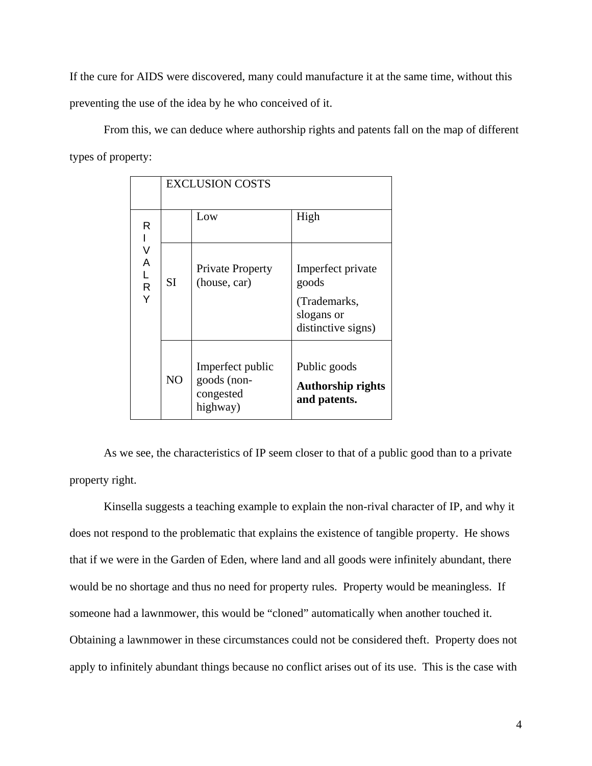If the cure for AIDS were discovered, many could manufacture it at the same time, without this preventing the use of the idea by he who conceived of it.

From this, we can deduce where authorship rights and patents fall on the map of different types of property:

| | EXCLUSION COSTS | | |
|---|---|---|---|
| RIVALRY | | Low | High |
| | SI | Private Property (house, car) | Imperfect private goods (Trademarks, slogans or distinctive signs) |
| | NO | Imperfect public goods (non-congested highway) | Public goods **Authorship rights and patents.** |

As we see, the characteristics of IP seem closer to that of a public good than to a private property right.

Kinsella suggests a teaching example to explain the non-rival character of IP, and why it does not respond to the problematic that explains the existence of tangible property. He shows that if we were in the Garden of Eden, where land and all goods were infinitely abundant, there would be no shortage and thus no need for property rules. Property would be meaningless. If someone had a lawnmower, this would be "cloned" automatically when another touched it. Obtaining a lawnmower in these circumstances could not be considered theft. Property does not apply to infinitely abundant things because no conflict arises out of its use. This is the case with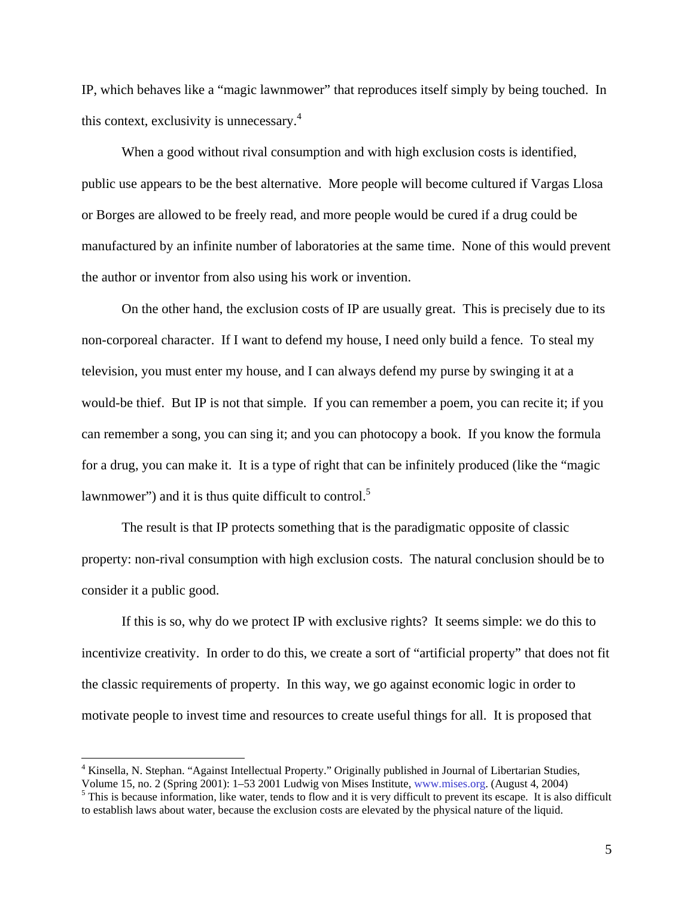IP, which behaves like a "magic lawnmower" that reproduces itself simply by being touched. In this context, exclusivity is unnecessary.[4]

When a good without rival consumption and with high exclusion costs is identified, public use appears to be the best alternative. More people will become cultured if Vargas Llosa or Borges are allowed to be freely read, and more people would be cured if a drug could be manufactured by an infinite number of laboratories at the same time. None of this would prevent the author or inventor from also using his work or invention.

On the other hand, the exclusion costs of IP are usually great. This is precisely due to its non-corporeal character. If I want to defend my house, I need only build a fence. To steal my television, you must enter my house, and I can always defend my purse by swinging it at a would-be thief. But IP is not that simple. If you can remember a poem, you can recite it; if you can remember a song, you can sing it; and you can photocopy a book. If you know the formula for a drug, you can make it. It is a type of right that can be infinitely produced (like the "magic lawnmower") and it is thus quite difficult to control.[5]

The result is that IP protects something that is the paradigmatic opposite of classic property: non-rival consumption with high exclusion costs. The natural conclusion should be to consider it a public good.

If this is so, why do we protect IP with exclusive rights? It seems simple: we do this to incentivize creativity. In order to do this, we create a sort of "artificial property" that does not fit the classic requirements of property. In this way, we go against economic logic in order to motivate people to invest time and resources to create useful things for all. It is proposed that

---

[4] Kinsella, N. Stephan. "Against Intellectual Property." Originally published in Journal of Libertarian Studies, Volume 15, no. 2 (Spring 2001): 1–53 2001 Ludwig von Mises Institute, www.mises.org. (August 4, 2004)

[5] This is because information, like water, tends to flow and it is very difficult to prevent its escape. It is also difficult to establish laws about water, because the exclusion costs are elevated by the physical nature of the liquid.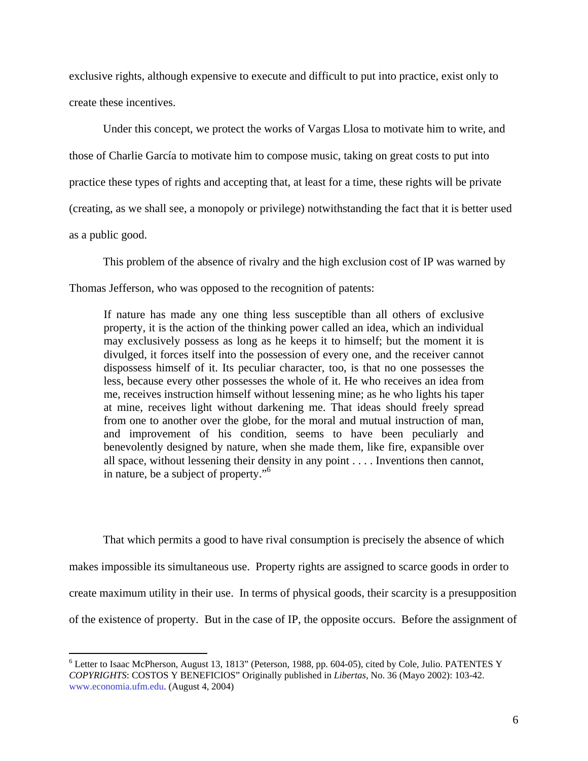exclusive rights, although expensive to execute and difficult to put into practice, exist only to create these incentives.

Under this concept, we protect the works of Vargas Llosa to motivate him to write, and those of Charlie García to motivate him to compose music, taking on great costs to put into practice these types of rights and accepting that, at least for a time, these rights will be private (creating, as we shall see, a monopoly or privilege) notwithstanding the fact that it is better used as a public good.

This problem of the absence of rivalry and the high exclusion cost of IP was warned by Thomas Jefferson, who was opposed to the recognition of patents:

> If nature has made any one thing less susceptible than all others of exclusive property, it is the action of the thinking power called an idea, which an individual may exclusively possess as long as he keeps it to himself; but the moment it is divulged, it forces itself into the possession of every one, and the receiver cannot dispossess himself of it. Its peculiar character, too, is that no one possesses the less, because every other possesses the whole of it. He who receives an idea from me, receives instruction himself without lessening mine; as he who lights his taper at mine, receives light without darkening me. That ideas should freely spread from one to another over the globe, for the moral and mutual instruction of man, and improvement of his condition, seems to have been peculiarly and benevolently designed by nature, when she made them, like fire, expansible over all space, without lessening their density in any point . . . . Inventions then cannot, in nature, be a subject of property."[6]

That which permits a good to have rival consumption is precisely the absence of which makes impossible its simultaneous use. Property rights are assigned to scarce goods in order to create maximum utility in their use. In terms of physical goods, their scarcity is a presupposition of the existence of property. But in the case of IP, the opposite occurs. Before the assignment of

---

[6] Letter to Isaac McPherson, August 13, 1813" (Peterson, 1988, pp. 604-05), cited by Cole, Julio. PATENTES Y *COPYRIGHTS*: COSTOS Y BENEFICIOS" Originally published in *Libertas*, No. 36 (Mayo 2002): 103-42. www.economia.ufm.edu. (August 4, 2004)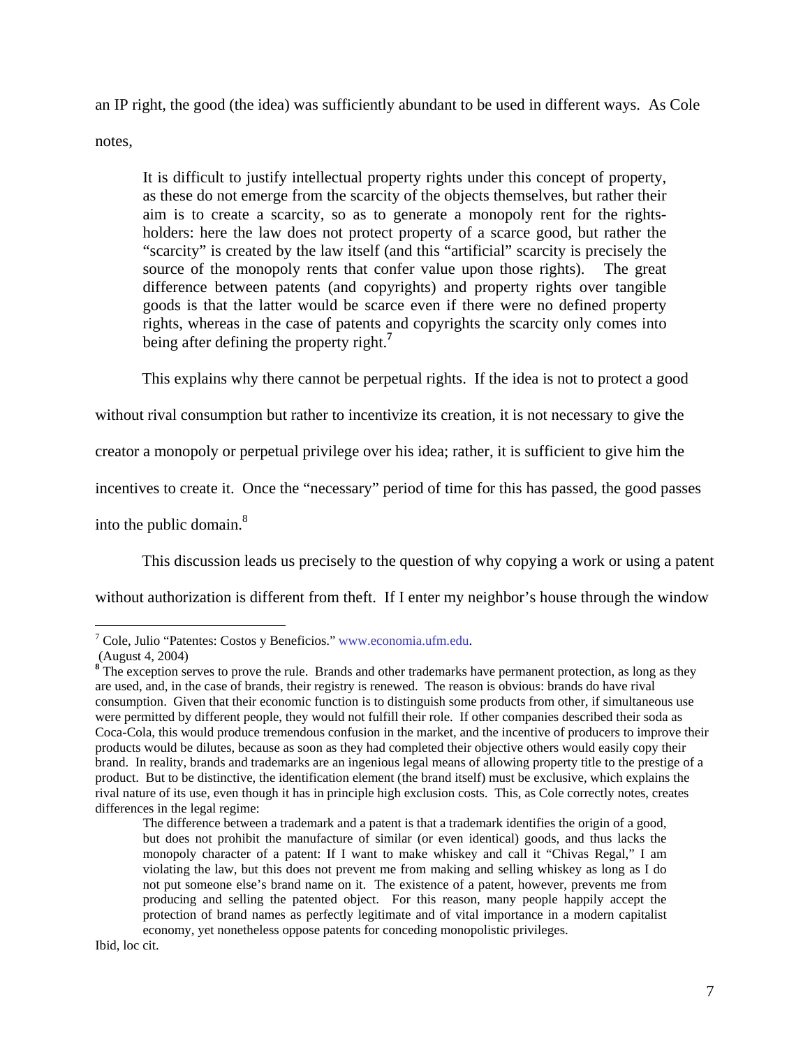an IP right, the good (the idea) was sufficiently abundant to be used in different ways. As Cole notes,

> It is difficult to justify intellectual property rights under this concept of property, as these do not emerge from the scarcity of the objects themselves, but rather their aim is to create a scarcity, so as to generate a monopoly rent for the rights-holders: here the law does not protect property of a scarce good, but rather the "scarcity" is created by the law itself (and this "artificial" scarcity is precisely the source of the monopoly rents that confer value upon those rights). The great difference between patents (and copyrights) and property rights over tangible goods is that the latter would be scarce even if there were no defined property rights, whereas in the case of patents and copyrights the scarcity only comes into being after defining the property right.[7]

This explains why there cannot be perpetual rights. If the idea is not to protect a good without rival consumption but rather to incentivize its creation, it is not necessary to give the creator a monopoly or perpetual privilege over his idea; rather, it is sufficient to give him the incentives to create it. Once the "necessary" period of time for this has passed, the good passes into the public domain.[8]

This discussion leads us precisely to the question of why copying a work or using a patent without authorization is different from theft. If I enter my neighbor's house through the window

---

[7] Cole, Julio "Patentes: Costos y Beneficios." www.economia.ufm.edu. (August 4, 2004)

[8] The exception serves to prove the rule. Brands and other trademarks have permanent protection, as long as they are used, and, in the case of brands, their registry is renewed. The reason is obvious: brands do have rival consumption. Given that their economic function is to distinguish some products from other, if simultaneous use were permitted by different people, they would not fulfill their role. If other companies described their soda as Coca-Cola, this would produce tremendous confusion in the market, and the incentive of producers to improve their products would be dilutes, because as soon as they had completed their objective others would easily copy their brand. In reality, brands and trademarks are an ingenious legal means of allowing property title to the prestige of a product. But to be distinctive, the identification element (the brand itself) must be exclusive, which explains the rival nature of its use, even though it has in principle high exclusion costs. This, as Cole correctly notes, creates differences in the legal regime:

> The difference between a trademark and a patent is that a trademark identifies the origin of a good, but does not prohibit the manufacture of similar (or even identical) goods, and thus lacks the monopoly character of a patent: If I want to make whiskey and call it "Chivas Regal," I am violating the law, but this does not prevent me from making and selling whiskey as long as I do not put someone else's brand name on it. The existence of a patent, however, prevents me from producing and selling the patented object. For this reason, many people happily accept the protection of brand names as perfectly legitimate and of vital importance in a modern capitalist economy, yet nonetheless oppose patents for conceding monopolistic privileges.

Ibid, loc cit.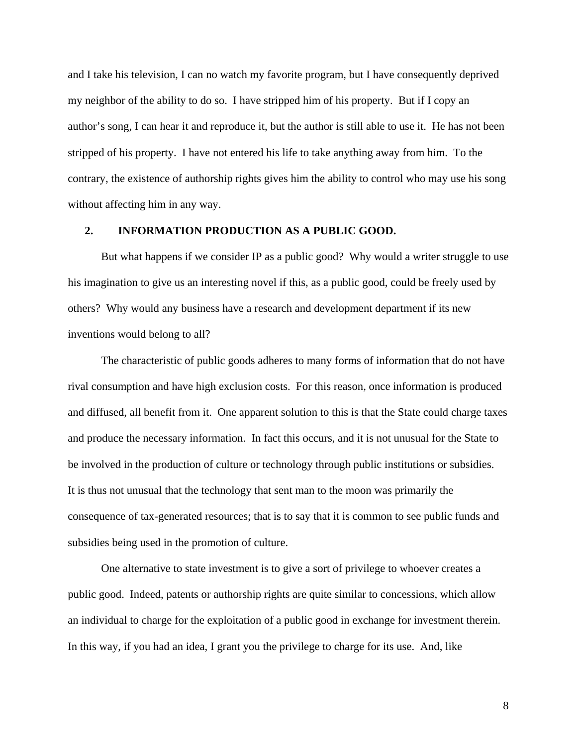and I take his television, I can no watch my favorite program, but I have consequently deprived my neighbor of the ability to do so. I have stripped him of his property. But if I copy an author's song, I can hear it and reproduce it, but the author is still able to use it. He has not been stripped of his property. I have not entered his life to take anything away from him. To the contrary, the existence of authorship rights gives him the ability to control who may use his song without affecting him in any way.

## 2. INFORMATION PRODUCTION AS A PUBLIC GOOD.

But what happens if we consider IP as a public good? Why would a writer struggle to use his imagination to give us an interesting novel if this, as a public good, could be freely used by others? Why would any business have a research and development department if its new inventions would belong to all?

The characteristic of public goods adheres to many forms of information that do not have rival consumption and have high exclusion costs. For this reason, once information is produced and diffused, all benefit from it. One apparent solution to this is that the State could charge taxes and produce the necessary information. In fact this occurs, and it is not unusual for the State to be involved in the production of culture or technology through public institutions or subsidies. It is thus not unusual that the technology that sent man to the moon was primarily the consequence of tax-generated resources; that is to say that it is common to see public funds and subsidies being used in the promotion of culture.

One alternative to state investment is to give a sort of privilege to whoever creates a public good. Indeed, patents or authorship rights are quite similar to concessions, which allow an individual to charge for the exploitation of a public good in exchange for investment therein. In this way, if you had an idea, I grant you the privilege to charge for its use. And, like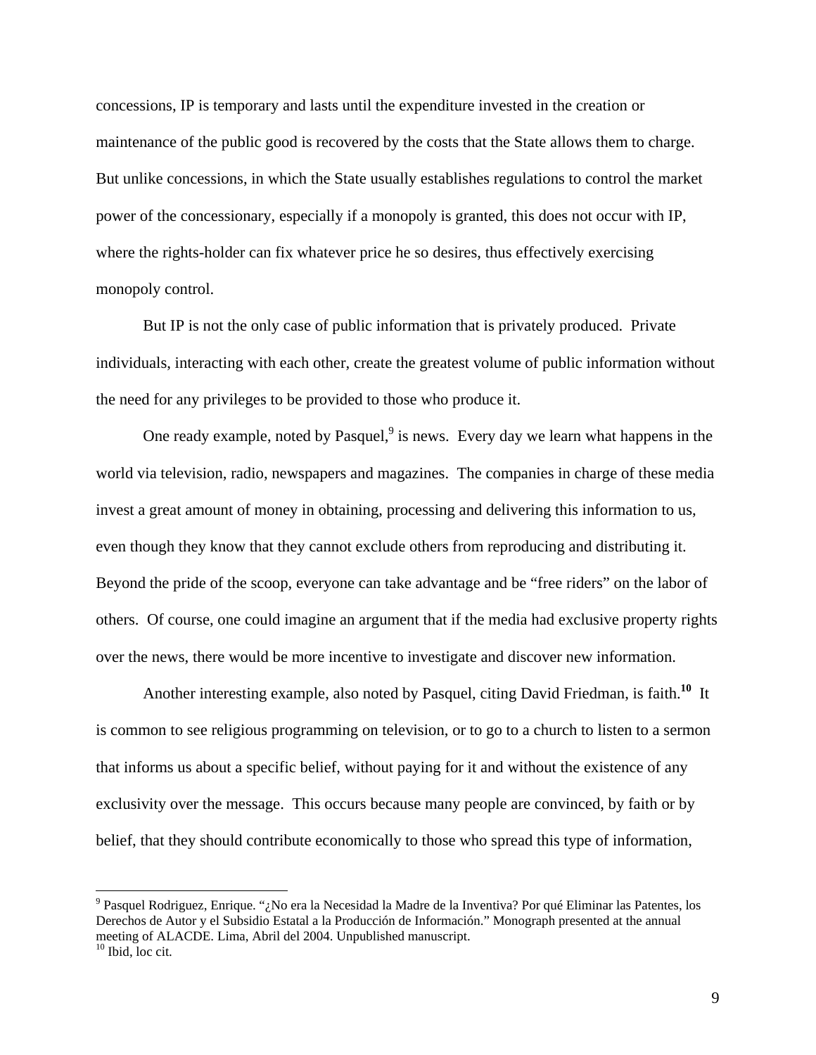concessions, IP is temporary and lasts until the expenditure invested in the creation or maintenance of the public good is recovered by the costs that the State allows them to charge. But unlike concessions, in which the State usually establishes regulations to control the market power of the concessionary, especially if a monopoly is granted, this does not occur with IP, where the rights-holder can fix whatever price he so desires, thus effectively exercising monopoly control.

But IP is not the only case of public information that is privately produced. Private individuals, interacting with each other, create the greatest volume of public information without the need for any privileges to be provided to those who produce it.

One ready example, noted by Pasquel,[9] is news. Every day we learn what happens in the world via television, radio, newspapers and magazines. The companies in charge of these media invest a great amount of money in obtaining, processing and delivering this information to us, even though they know that they cannot exclude others from reproducing and distributing it. Beyond the pride of the scoop, everyone can take advantage and be "free riders" on the labor of others. Of course, one could imagine an argument that if the media had exclusive property rights over the news, there would be more incentive to investigate and discover new information.

Another interesting example, also noted by Pasquel, citing David Friedman, is faith.[10] It is common to see religious programming on television, or to go to a church to listen to a sermon that informs us about a specific belief, without paying for it and without the existence of any exclusivity over the message. This occurs because many people are convinced, by faith or by belief, that they should contribute economically to those who spread this type of information,

---

[9] Pasquel Rodriguez, Enrique. "¿No era la Necesidad la Madre de la Inventiva? Por qué Eliminar las Patentes, los Derechos de Autor y el Subsidio Estatal a la Producción de Información." Monograph presented at the annual meeting of ALACDE. Lima, Abril del 2004. Unpublished manuscript.

[10] Ibid, loc cit.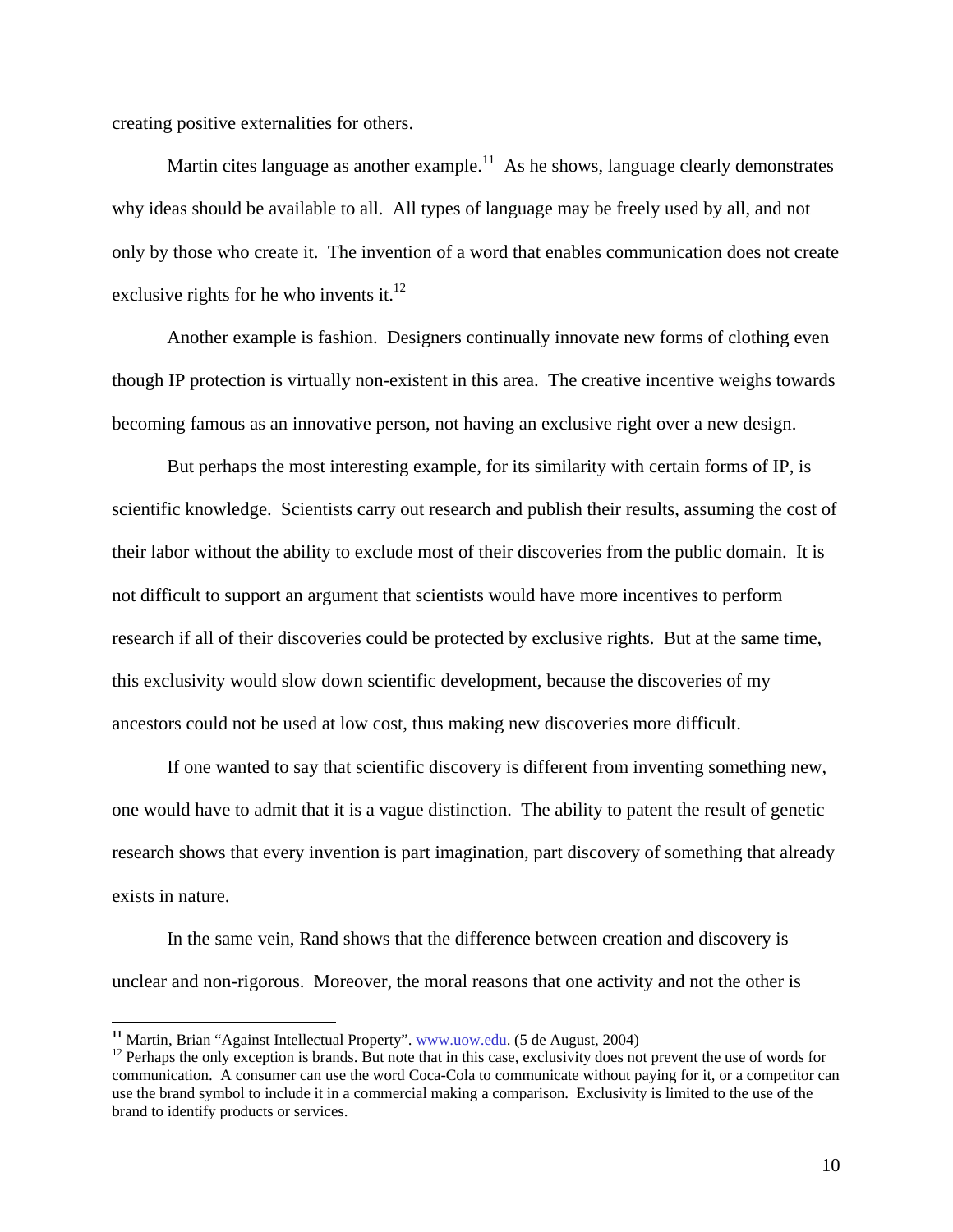creating positive externalities for others.

Martin cites language as another example.[11] As he shows, language clearly demonstrates why ideas should be available to all. All types of language may be freely used by all, and not only by those who create it. The invention of a word that enables communication does not create exclusive rights for he who invents it.[12]

Another example is fashion. Designers continually innovate new forms of clothing even though IP protection is virtually non-existent in this area. The creative incentive weighs towards becoming famous as an innovative person, not having an exclusive right over a new design.

But perhaps the most interesting example, for its similarity with certain forms of IP, is scientific knowledge. Scientists carry out research and publish their results, assuming the cost of their labor without the ability to exclude most of their discoveries from the public domain. It is not difficult to support an argument that scientists would have more incentives to perform research if all of their discoveries could be protected by exclusive rights. But at the same time, this exclusivity would slow down scientific development, because the discoveries of my ancestors could not be used at low cost, thus making new discoveries more difficult.

If one wanted to say that scientific discovery is different from inventing something new, one would have to admit that it is a vague distinction. The ability to patent the result of genetic research shows that every invention is part imagination, part discovery of something that already exists in nature.

In the same vein, Rand shows that the difference between creation and discovery is unclear and non-rigorous. Moreover, the moral reasons that one activity and not the other is

---

[11] Martin, Brian "Against Intellectual Property". www.uow.edu. (5 de August, 2004)

[12] Perhaps the only exception is brands. But note that in this case, exclusivity does not prevent the use of words for communication. A consumer can use the word Coca-Cola to communicate without paying for it, or a competitor can use the brand symbol to include it in a commercial making a comparison. Exclusivity is limited to the use of the brand to identify products or services.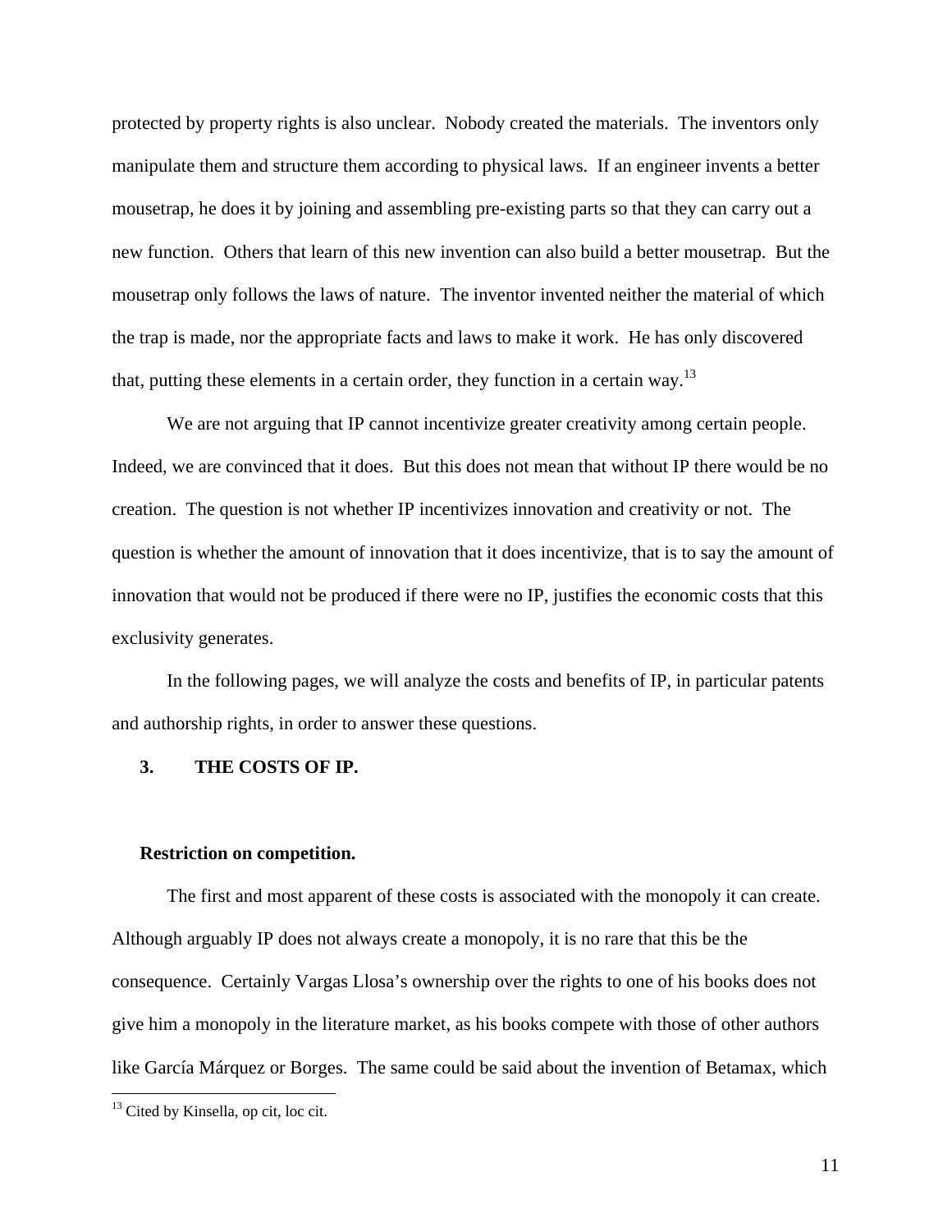protected by property rights is also unclear. Nobody created the materials. The inventors only manipulate them and structure them according to physical laws. If an engineer invents a better mousetrap, he does it by joining and assembling pre-existing parts so that they can carry out a new function. Others that learn of this new invention can also build a better mousetrap. But the mousetrap only follows the laws of nature. The inventor invented neither the material of which the trap is made, nor the appropriate facts and laws to make it work. He has only discovered that, putting these elements in a certain order, they function in a certain way.[13]

We are not arguing that IP cannot incentivize greater creativity among certain people. Indeed, we are convinced that it does. But this does not mean that without IP there would be no creation. The question is not whether IP incentivizes innovation and creativity or not. The question is whether the amount of innovation that it does incentivize, that is to say the amount of innovation that would not be produced if there were no IP, justifies the economic costs that this exclusivity generates.

In the following pages, we will analyze the costs and benefits of IP, in particular patents and authorship rights, in order to answer these questions.

## 3. THE COSTS OF IP.

### Restriction on competition.

The first and most apparent of these costs is associated with the monopoly it can create. Although arguably IP does not always create a monopoly, it is no rare that this be the consequence. Certainly Vargas Llosa's ownership over the rights to one of his books does not give him a monopoly in the literature market, as his books compete with those of other authors like García Márquez or Borges. The same could be said about the invention of Betamax, which

---

[13] Cited by Kinsella, op cit, loc cit.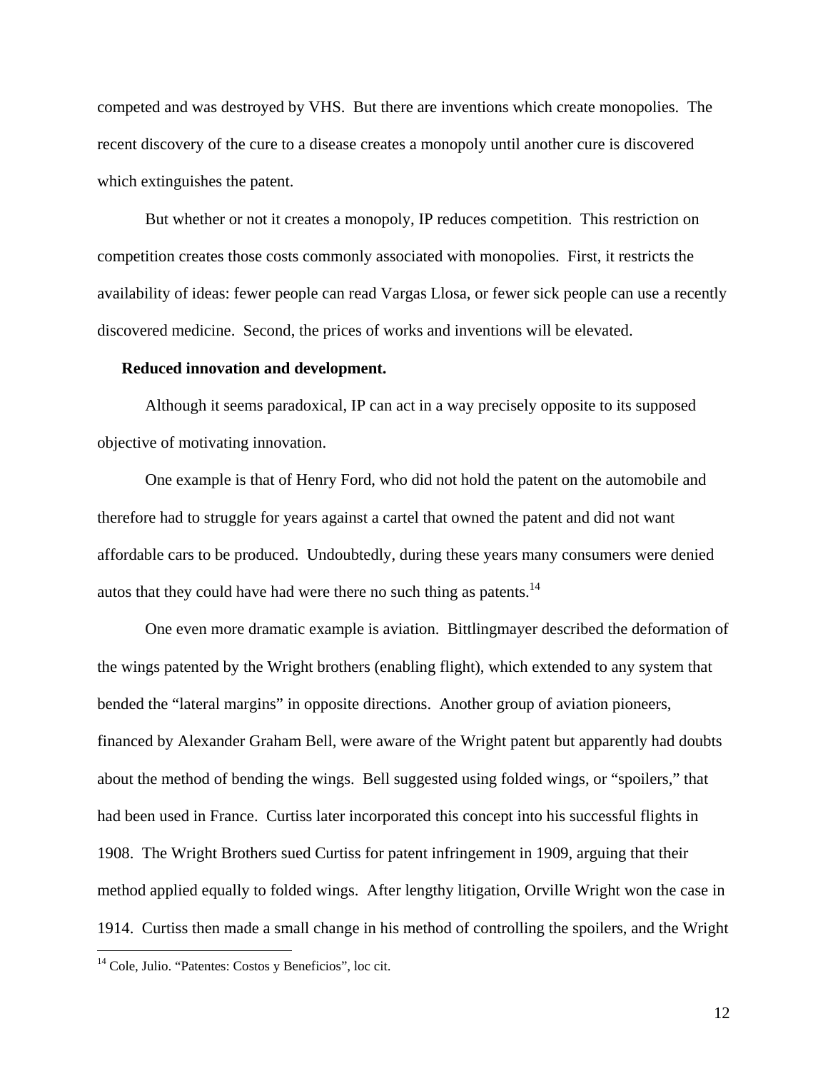competed and was destroyed by VHS. But there are inventions which create monopolies. The recent discovery of the cure to a disease creates a monopoly until another cure is discovered which extinguishes the patent.

But whether or not it creates a monopoly, IP reduces competition. This restriction on competition creates those costs commonly associated with monopolies. First, it restricts the availability of ideas: fewer people can read Vargas Llosa, or fewer sick people can use a recently discovered medicine. Second, the prices of works and inventions will be elevated.

**Reduced innovation and development.**

Although it seems paradoxical, IP can act in a way precisely opposite to its supposed objective of motivating innovation.

One example is that of Henry Ford, who did not hold the patent on the automobile and therefore had to struggle for years against a cartel that owned the patent and did not want affordable cars to be produced. Undoubtedly, during these years many consumers were denied autos that they could have had were there no such thing as patents.[14]

One even more dramatic example is aviation. Bittlingmayer described the deformation of the wings patented by the Wright brothers (enabling flight), which extended to any system that bended the "lateral margins" in opposite directions. Another group of aviation pioneers, financed by Alexander Graham Bell, were aware of the Wright patent but apparently had doubts about the method of bending the wings. Bell suggested using folded wings, or "spoilers," that had been used in France. Curtiss later incorporated this concept into his successful flights in 1908. The Wright Brothers sued Curtiss for patent infringement in 1909, arguing that their method applied equally to folded wings. After lengthy litigation, Orville Wright won the case in 1914. Curtiss then made a small change in his method of controlling the spoilers, and the Wright

[14] Cole, Julio. "Patentes: Costos y Beneficios", loc cit.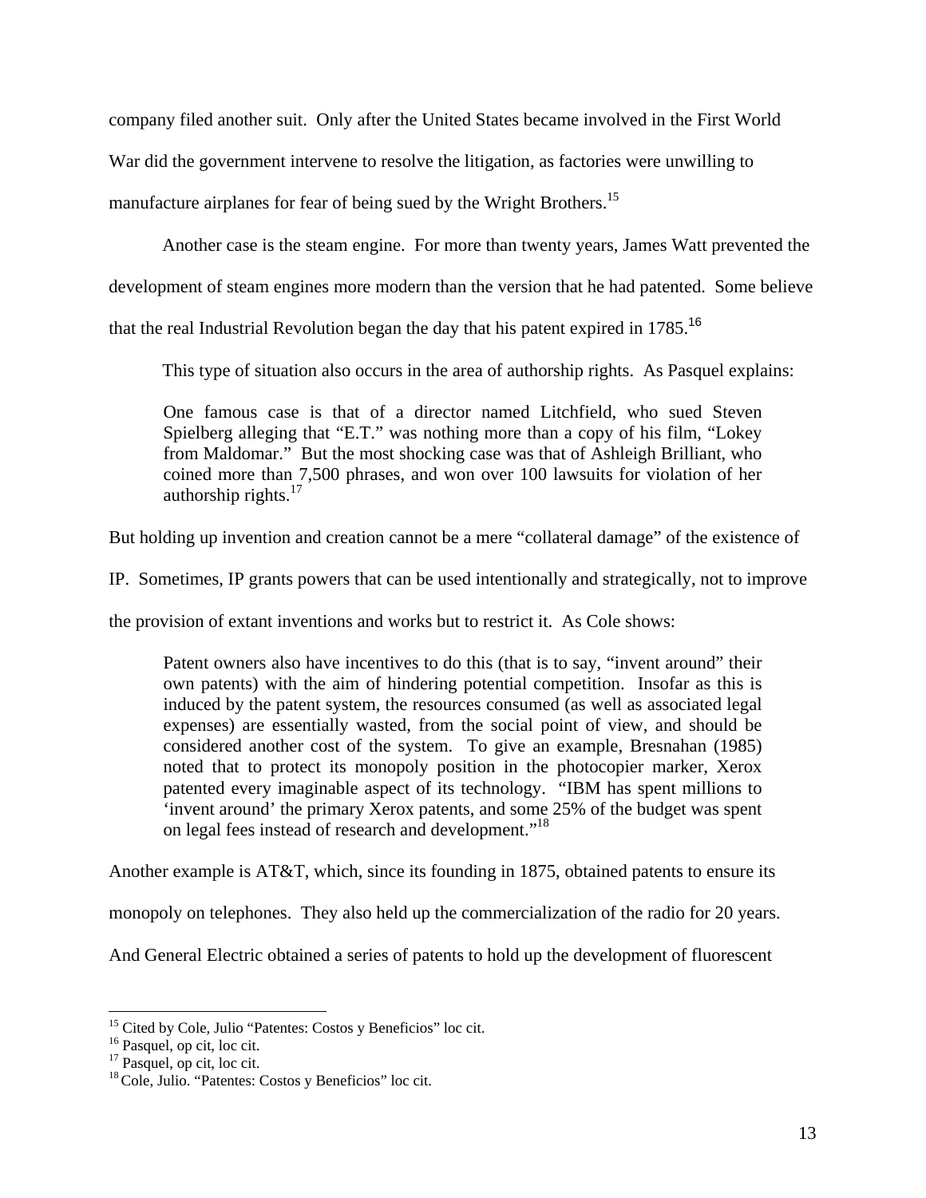company filed another suit. Only after the United States became involved in the First World War did the government intervene to resolve the litigation, as factories were unwilling to manufacture airplanes for fear of being sued by the Wright Brothers.[15]

Another case is the steam engine. For more than twenty years, James Watt prevented the development of steam engines more modern than the version that he had patented. Some believe that the real Industrial Revolution began the day that his patent expired in 1785.[16]

This type of situation also occurs in the area of authorship rights. As Pasquel explains:

> One famous case is that of a director named Litchfield, who sued Steven Spielberg alleging that "E.T." was nothing more than a copy of his film, "Lokey from Maldomar." But the most shocking case was that of Ashleigh Brilliant, who coined more than 7,500 phrases, and won over 100 lawsuits for violation of her authorship rights.[17]

But holding up invention and creation cannot be a mere "collateral damage" of the existence of IP. Sometimes, IP grants powers that can be used intentionally and strategically, not to improve the provision of extant inventions and works but to restrict it. As Cole shows:

> Patent owners also have incentives to do this (that is to say, "invent around" their own patents) with the aim of hindering potential competition. Insofar as this is induced by the patent system, the resources consumed (as well as associated legal expenses) are essentially wasted, from the social point of view, and should be considered another cost of the system. To give an example, Bresnahan (1985) noted that to protect its monopoly position in the photocopier marker, Xerox patented every imaginable aspect of its technology. "IBM has spent millions to 'invent around' the primary Xerox patents, and some 25% of the budget was spent on legal fees instead of research and development."[18]

Another example is AT&T, which, since its founding in 1875, obtained patents to ensure its monopoly on telephones. They also held up the commercialization of the radio for 20 years. And General Electric obtained a series of patents to hold up the development of fluorescent

---

[15] Cited by Cole, Julio "Patentes: Costos y Beneficios" loc cit.

[16] Pasquel, op cit, loc cit.

[17] Pasquel, op cit, loc cit.

[18] Cole, Julio. "Patentes: Costos y Beneficios" loc cit.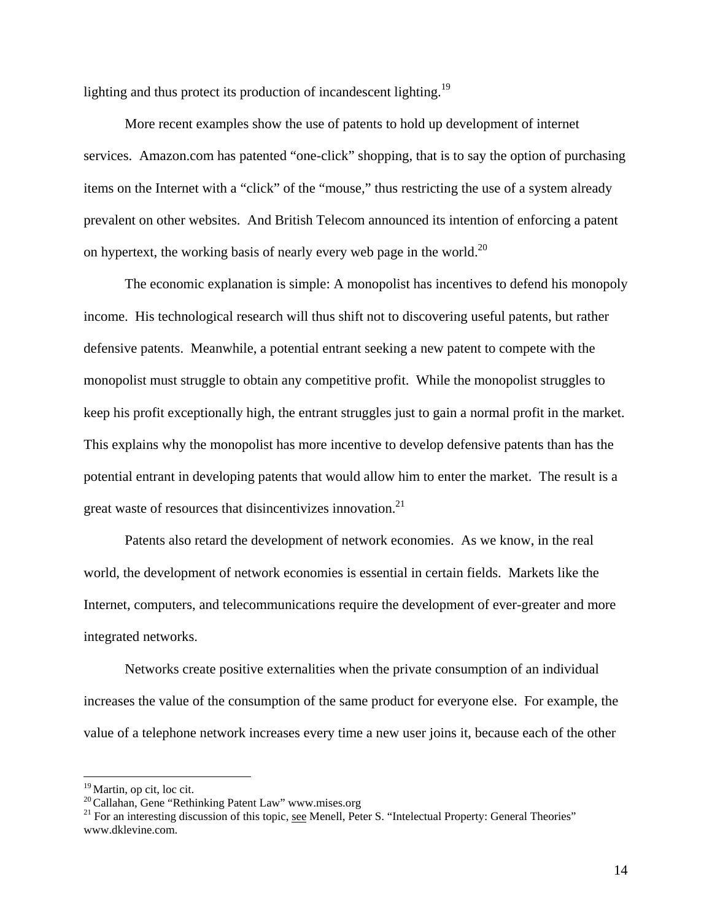lighting and thus protect its production of incandescent lighting.[19]

More recent examples show the use of patents to hold up development of internet services. Amazon.com has patented "one-click" shopping, that is to say the option of purchasing items on the Internet with a "click" of the "mouse," thus restricting the use of a system already prevalent on other websites. And British Telecom announced its intention of enforcing a patent on hypertext, the working basis of nearly every web page in the world.[20]

The economic explanation is simple: A monopolist has incentives to defend his monopoly income. His technological research will thus shift not to discovering useful patents, but rather defensive patents. Meanwhile, a potential entrant seeking a new patent to compete with the monopolist must struggle to obtain any competitive profit. While the monopolist struggles to keep his profit exceptionally high, the entrant struggles just to gain a normal profit in the market. This explains why the monopolist has more incentive to develop defensive patents than has the potential entrant in developing patents that would allow him to enter the market. The result is a great waste of resources that disincentivizes innovation.[21]

Patents also retard the development of network economies. As we know, in the real world, the development of network economies is essential in certain fields. Markets like the Internet, computers, and telecommunications require the development of ever-greater and more integrated networks.

Networks create positive externalities when the private consumption of an individual increases the value of the consumption of the same product for everyone else. For example, the value of a telephone network increases every time a new user joins it, because each of the other

---

[19] Martin, op cit, loc cit.

[20] Callahan, Gene "Rethinking Patent Law" www.mises.org

[21] For an interesting discussion of this topic, see Menell, Peter S. "Intelectual Property: General Theories" www.dklevine.com.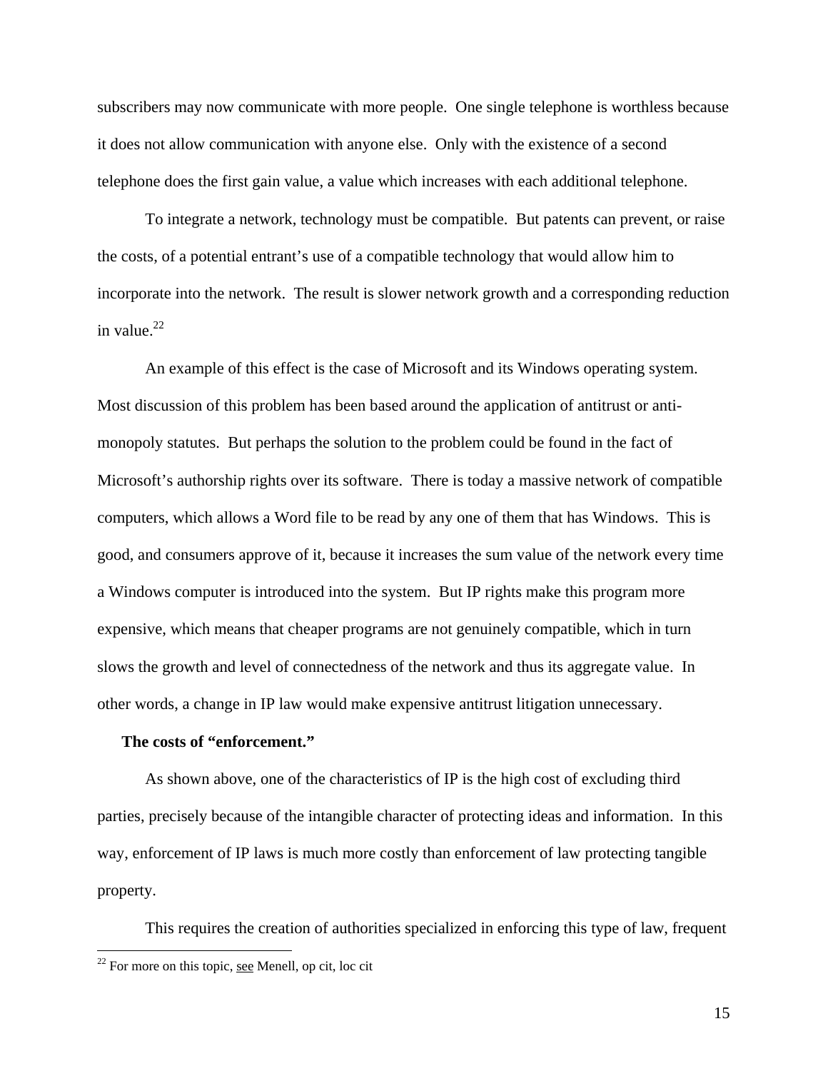subscribers may now communicate with more people. One single telephone is worthless because it does not allow communication with anyone else. Only with the existence of a second telephone does the first gain value, a value which increases with each additional telephone.

To integrate a network, technology must be compatible. But patents can prevent, or raise the costs, of a potential entrant's use of a compatible technology that would allow him to incorporate into the network. The result is slower network growth and a corresponding reduction in value.[22]

An example of this effect is the case of Microsoft and its Windows operating system. Most discussion of this problem has been based around the application of antitrust or anti-monopoly statutes. But perhaps the solution to the problem could be found in the fact of Microsoft's authorship rights over its software. There is today a massive network of compatible computers, which allows a Word file to be read by any one of them that has Windows. This is good, and consumers approve of it, because it increases the sum value of the network every time a Windows computer is introduced into the system. But IP rights make this program more expensive, which means that cheaper programs are not genuinely compatible, which in turn slows the growth and level of connectedness of the network and thus its aggregate value. In other words, a change in IP law would make expensive antitrust litigation unnecessary.

**The costs of "enforcement."**

As shown above, one of the characteristics of IP is the high cost of excluding third parties, precisely because of the intangible character of protecting ideas and information. In this way, enforcement of IP laws is much more costly than enforcement of law protecting tangible property.

This requires the creation of authorities specialized in enforcing this type of law, frequent

[22] For more on this topic, see Menell, op cit, loc cit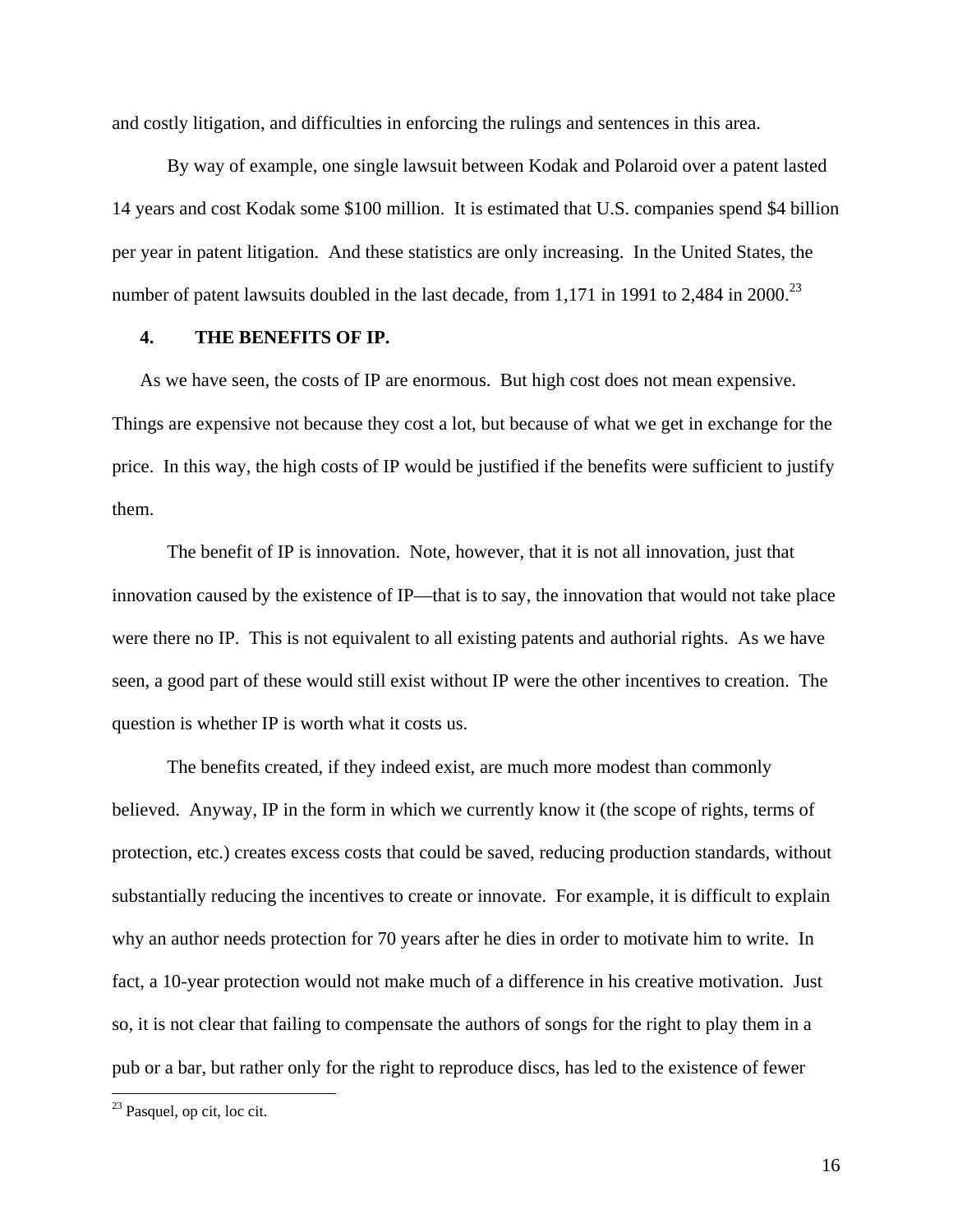and costly litigation, and difficulties in enforcing the rulings and sentences in this area.

By way of example, one single lawsuit between Kodak and Polaroid over a patent lasted 14 years and cost Kodak some $100 million. It is estimated that U.S. companies spend $4 billion per year in patent litigation. And these statistics are only increasing. In the United States, the number of patent lawsuits doubled in the last decade, from 1,171 in 1991 to 2,484 in 2000.[23]

## 4. THE BENEFITS OF IP.

As we have seen, the costs of IP are enormous. But high cost does not mean expensive. Things are expensive not because they cost a lot, but because of what we get in exchange for the price. In this way, the high costs of IP would be justified if the benefits were sufficient to justify them.

The benefit of IP is innovation. Note, however, that it is not all innovation, just that innovation caused by the existence of IP—that is to say, the innovation that would not take place were there no IP. This is not equivalent to all existing patents and authorial rights. As we have seen, a good part of these would still exist without IP were the other incentives to creation. The question is whether IP is worth what it costs us.

The benefits created, if they indeed exist, are much more modest than commonly believed. Anyway, IP in the form in which we currently know it (the scope of rights, terms of protection, etc.) creates excess costs that could be saved, reducing production standards, without substantially reducing the incentives to create or innovate. For example, it is difficult to explain why an author needs protection for 70 years after he dies in order to motivate him to write. In fact, a 10-year protection would not make much of a difference in his creative motivation. Just so, it is not clear that failing to compensate the authors of songs for the right to play them in a pub or a bar, but rather only for the right to reproduce discs, has led to the existence of fewer

[23] Pasquel, op cit, loc cit.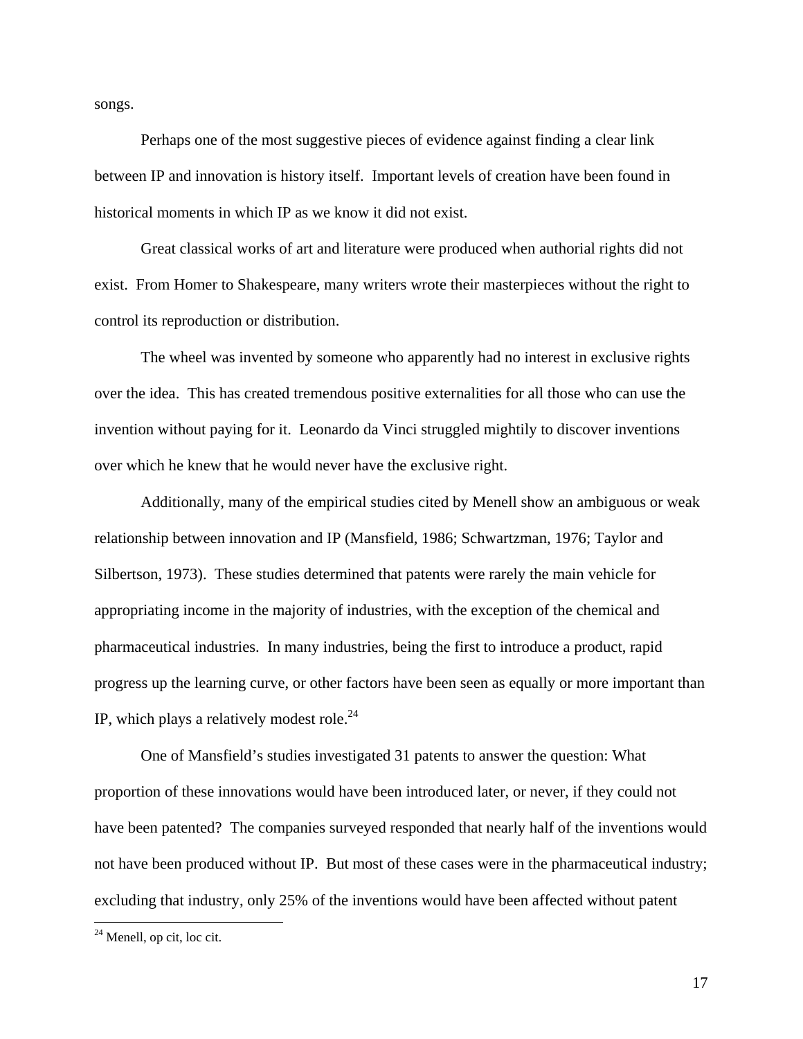songs.

Perhaps one of the most suggestive pieces of evidence against finding a clear link between IP and innovation is history itself. Important levels of creation have been found in historical moments in which IP as we know it did not exist.

Great classical works of art and literature were produced when authorial rights did not exist. From Homer to Shakespeare, many writers wrote their masterpieces without the right to control its reproduction or distribution.

The wheel was invented by someone who apparently had no interest in exclusive rights over the idea. This has created tremendous positive externalities for all those who can use the invention without paying for it. Leonardo da Vinci struggled mightily to discover inventions over which he knew that he would never have the exclusive right.

Additionally, many of the empirical studies cited by Menell show an ambiguous or weak relationship between innovation and IP (Mansfield, 1986; Schwartzman, 1976; Taylor and Silbertson, 1973). These studies determined that patents were rarely the main vehicle for appropriating income in the majority of industries, with the exception of the chemical and pharmaceutical industries. In many industries, being the first to introduce a product, rapid progress up the learning curve, or other factors have been seen as equally or more important than IP, which plays a relatively modest role.[24]

One of Mansfield's studies investigated 31 patents to answer the question: What proportion of these innovations would have been introduced later, or never, if they could not have been patented? The companies surveyed responded that nearly half of the inventions would not have been produced without IP. But most of these cases were in the pharmaceutical industry; excluding that industry, only 25% of the inventions would have been affected without patent

[24] Menell, op cit, loc cit.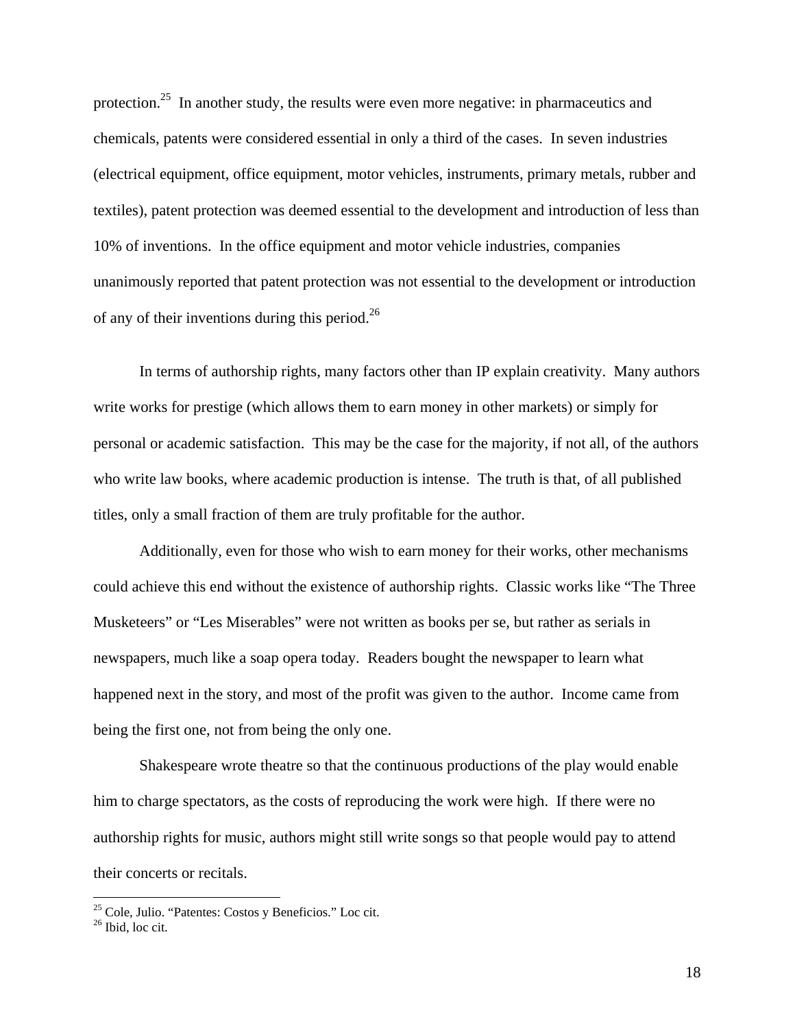protection.[25] In another study, the results were even more negative: in pharmaceutics and chemicals, patents were considered essential in only a third of the cases. In seven industries (electrical equipment, office equipment, motor vehicles, instruments, primary metals, rubber and textiles), patent protection was deemed essential to the development and introduction of less than 10% of inventions. In the office equipment and motor vehicle industries, companies unanimously reported that patent protection was not essential to the development or introduction of any of their inventions during this period.[26]

In terms of authorship rights, many factors other than IP explain creativity. Many authors write works for prestige (which allows them to earn money in other markets) or simply for personal or academic satisfaction. This may be the case for the majority, if not all, of the authors who write law books, where academic production is intense. The truth is that, of all published titles, only a small fraction of them are truly profitable for the author.

Additionally, even for those who wish to earn money for their works, other mechanisms could achieve this end without the existence of authorship rights. Classic works like "The Three Musketeers" or "Les Miserables" were not written as books per se, but rather as serials in newspapers, much like a soap opera today. Readers bought the newspaper to learn what happened next in the story, and most of the profit was given to the author. Income came from being the first one, not from being the only one.

Shakespeare wrote theatre so that the continuous productions of the play would enable him to charge spectators, as the costs of reproducing the work were high. If there were no authorship rights for music, authors might still write songs so that people would pay to attend their concerts or recitals.

---

[25] Cole, Julio. "Patentes: Costos y Beneficios." Loc cit.

[26] Ibid, loc cit.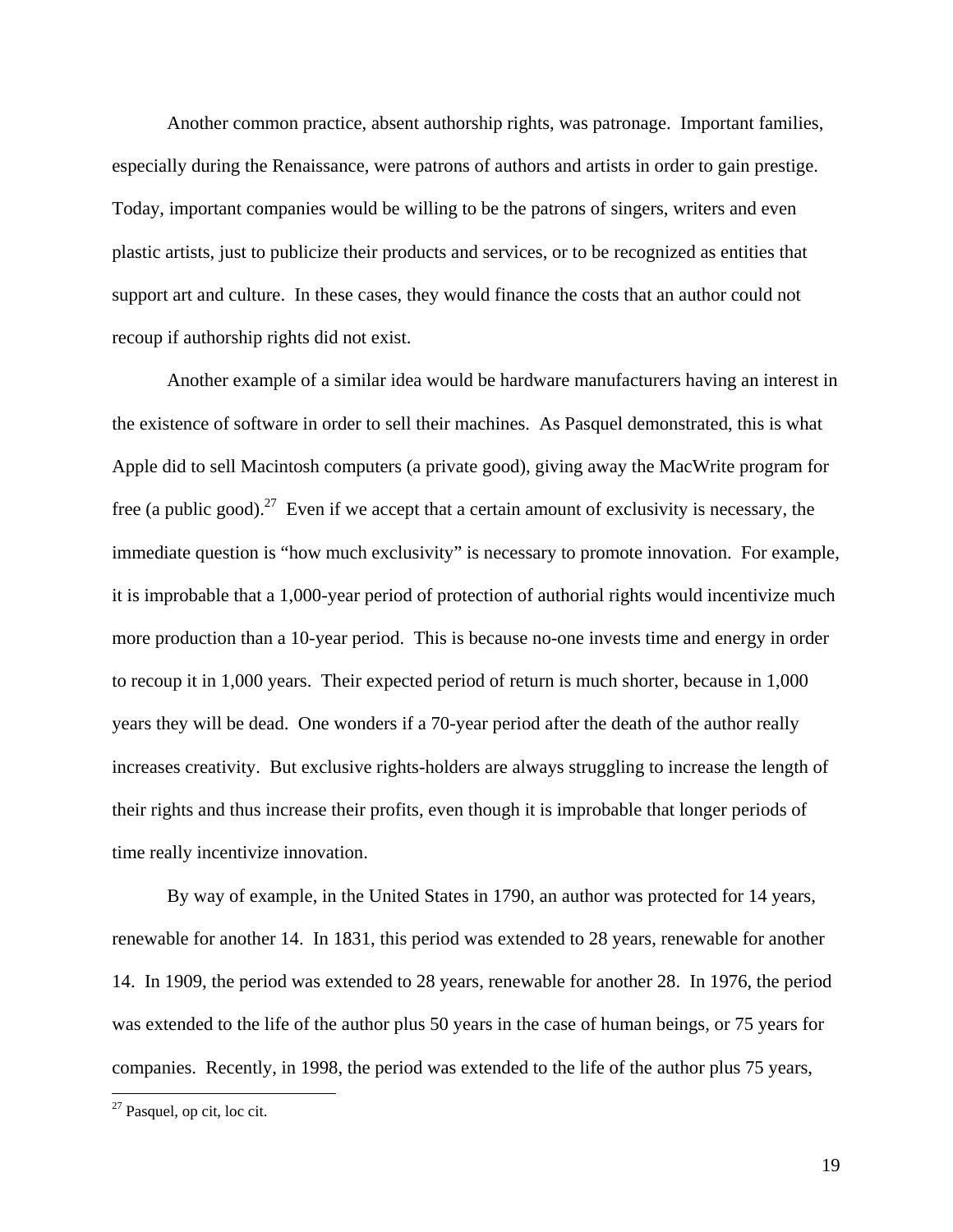Another common practice, absent authorship rights, was patronage. Important families, especially during the Renaissance, were patrons of authors and artists in order to gain prestige. Today, important companies would be willing to be the patrons of singers, writers and even plastic artists, just to publicize their products and services, or to be recognized as entities that support art and culture. In these cases, they would finance the costs that an author could not recoup if authorship rights did not exist.

Another example of a similar idea would be hardware manufacturers having an interest in the existence of software in order to sell their machines. As Pasquel demonstrated, this is what Apple did to sell Macintosh computers (a private good), giving away the MacWrite program for free (a public good).[27] Even if we accept that a certain amount of exclusivity is necessary, the immediate question is "how much exclusivity" is necessary to promote innovation. For example, it is improbable that a 1,000-year period of protection of authorial rights would incentivize much more production than a 10-year period. This is because no-one invests time and energy in order to recoup it in 1,000 years. Their expected period of return is much shorter, because in 1,000 years they will be dead. One wonders if a 70-year period after the death of the author really increases creativity. But exclusive rights-holders are always struggling to increase the length of their rights and thus increase their profits, even though it is improbable that longer periods of time really incentivize innovation.

By way of example, in the United States in 1790, an author was protected for 14 years, renewable for another 14. In 1831, this period was extended to 28 years, renewable for another 14. In 1909, the period was extended to 28 years, renewable for another 28. In 1976, the period was extended to the life of the author plus 50 years in the case of human beings, or 75 years for companies. Recently, in 1998, the period was extended to the life of the author plus 75 years,

---

[27] Pasquel, op cit, loc cit.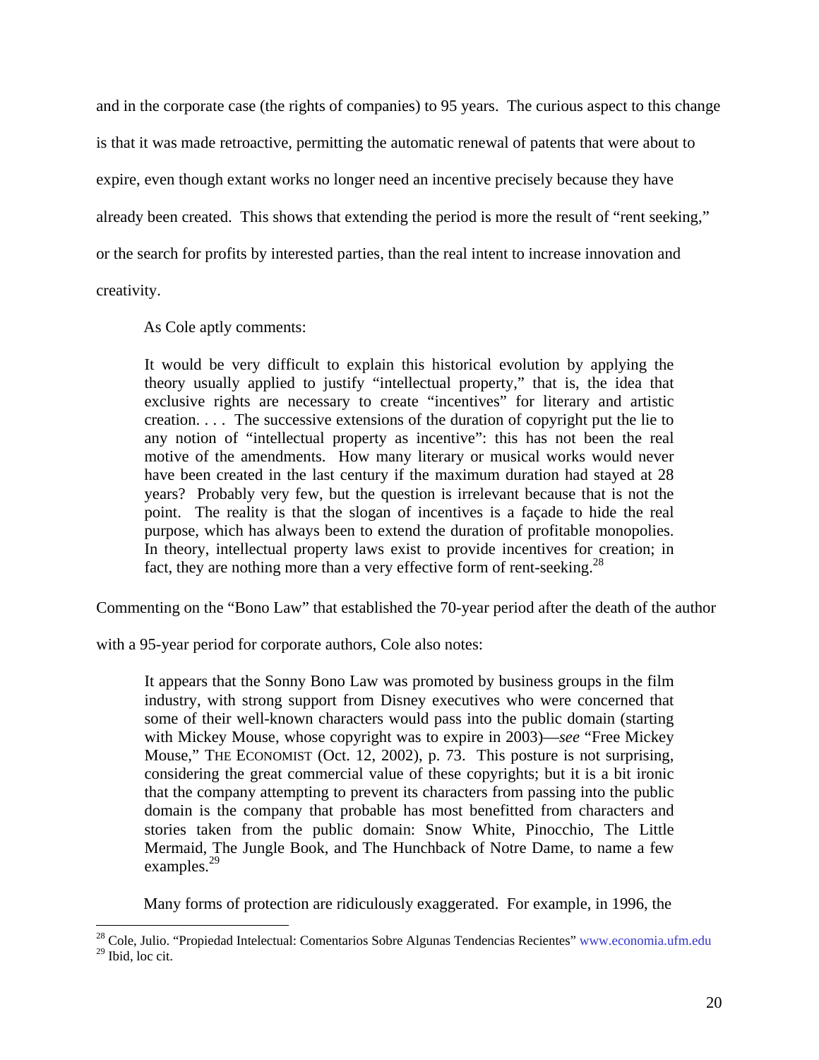and in the corporate case (the rights of companies) to 95 years. The curious aspect to this change is that it was made retroactive, permitting the automatic renewal of patents that were about to expire, even though extant works no longer need an incentive precisely because they have already been created. This shows that extending the period is more the result of "rent seeking," or the search for profits by interested parties, than the real intent to increase innovation and creativity.

As Cole aptly comments:

> It would be very difficult to explain this historical evolution by applying the theory usually applied to justify "intellectual property," that is, the idea that exclusive rights are necessary to create "incentives" for literary and artistic creation. . . . The successive extensions of the duration of copyright put the lie to any notion of "intellectual property as incentive": this has not been the real motive of the amendments. How many literary or musical works would never have been created in the last century if the maximum duration had stayed at 28 years? Probably very few, but the question is irrelevant because that is not the point. The reality is that the slogan of incentives is a façade to hide the real purpose, which has always been to extend the duration of profitable monopolies. In theory, intellectual property laws exist to provide incentives for creation; in fact, they are nothing more than a very effective form of rent-seeking.[28]

Commenting on the "Bono Law" that established the 70-year period after the death of the author with a 95-year period for corporate authors, Cole also notes:

> It appears that the Sonny Bono Law was promoted by business groups in the film industry, with strong support from Disney executives who were concerned that some of their well-known characters would pass into the public domain (starting with Mickey Mouse, whose copyright was to expire in 2003)—*see* "Free Mickey Mouse," THE ECONOMIST (Oct. 12, 2002), p. 73. This posture is not surprising, considering the great commercial value of these copyrights; but it is a bit ironic that the company attempting to prevent its characters from passing into the public domain is the company that probable has most benefitted from characters and stories taken from the public domain: Snow White, Pinocchio, The Little Mermaid, The Jungle Book, and The Hunchback of Notre Dame, to name a few examples.[29]

Many forms of protection are ridiculously exaggerated. For example, in 1996, the

---

[28] Cole, Julio. "Propiedad Intelectual: Comentarios Sobre Algunas Tendencias Recientes" www.economia.ufm.edu

[29] Ibid, loc cit.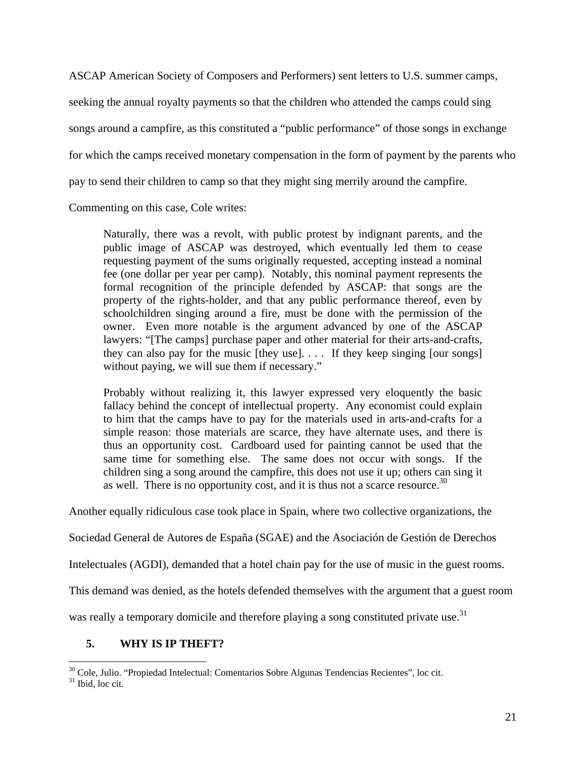ASCAP American Society of Composers and Performers) sent letters to U.S. summer camps, seeking the annual royalty payments so that the children who attended the camps could sing songs around a campfire, as this constituted a "public performance" of those songs in exchange for which the camps received monetary compensation in the form of payment by the parents who pay to send their children to camp so that they might sing merrily around the campfire. Commenting on this case, Cole writes:

> Naturally, there was a revolt, with public protest by indignant parents, and the public image of ASCAP was destroyed, which eventually led them to cease requesting payment of the sums originally requested, accepting instead a nominal fee (one dollar per year per camp). Notably, this nominal payment represents the formal recognition of the principle defended by ASCAP: that songs are the property of the rights-holder, and that any public performance thereof, even by schoolchildren singing around a fire, must be done with the permission of the owner. Even more notable is the argument advanced by one of the ASCAP lawyers: "[The camps] purchase paper and other material for their arts-and-crafts, they can also pay for the music [they use]. . . . If they keep singing [our songs] without paying, we will sue them if necessary."
>
> Probably without realizing it, this lawyer expressed very eloquently the basic fallacy behind the concept of intellectual property. Any economist could explain to him that the camps have to pay for the materials used in arts-and-crafts for a simple reason: those materials are scarce, they have alternate uses, and there is thus an opportunity cost. Cardboard used for painting cannot be used that the same time for something else. The same does not occur with songs. If the children sing a song around the campfire, this does not use it up; others can sing it as well. There is no opportunity cost, and it is thus not a scarce resource.[30]

Another equally ridiculous case took place in Spain, where two collective organizations, the Sociedad General de Autores de España (SGAE) and the Asociación de Gestión de Derechos Intelectuales (AGDI), demanded that a hotel chain pay for the use of music in the guest rooms. This demand was denied, as the hotels defended themselves with the argument that a guest room was really a temporary domicile and therefore playing a song constituted private use.[31]

## 5. WHY IS IP THEFT?

[30] Cole, Julio. "Propiedad Intelectual: Comentarios Sobre Algunas Tendencias Recientes", loc cit.

[31] Ibid, loc cit.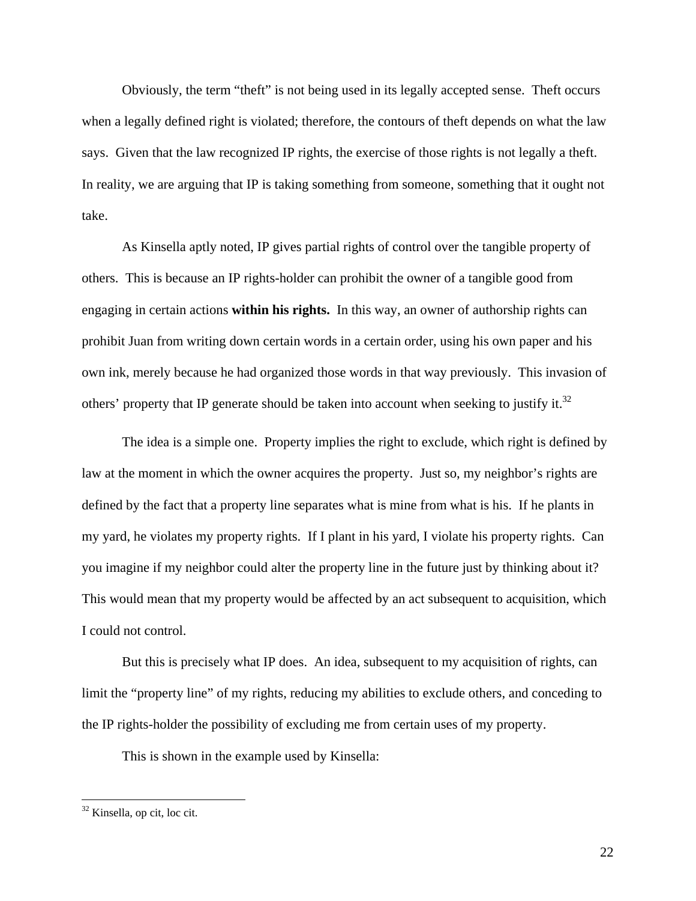Obviously, the term "theft" is not being used in its legally accepted sense. Theft occurs when a legally defined right is violated; therefore, the contours of theft depends on what the law says. Given that the law recognized IP rights, the exercise of those rights is not legally a theft. In reality, we are arguing that IP is taking something from someone, something that it ought not take.

As Kinsella aptly noted, IP gives partial rights of control over the tangible property of others. This is because an IP rights-holder can prohibit the owner of a tangible good from engaging in certain actions **within his rights.** In this way, an owner of authorship rights can prohibit Juan from writing down certain words in a certain order, using his own paper and his own ink, merely because he had organized those words in that way previously. This invasion of others' property that IP generate should be taken into account when seeking to justify it.[32]

The idea is a simple one. Property implies the right to exclude, which right is defined by law at the moment in which the owner acquires the property. Just so, my neighbor's rights are defined by the fact that a property line separates what is mine from what is his. If he plants in my yard, he violates my property rights. If I plant in his yard, I violate his property rights. Can you imagine if my neighbor could alter the property line in the future just by thinking about it? This would mean that my property would be affected by an act subsequent to acquisition, which I could not control.

But this is precisely what IP does. An idea, subsequent to my acquisition of rights, can limit the "property line" of my rights, reducing my abilities to exclude others, and conceding to the IP rights-holder the possibility of excluding me from certain uses of my property.

This is shown in the example used by Kinsella:

---

[32] Kinsella, op cit, loc cit.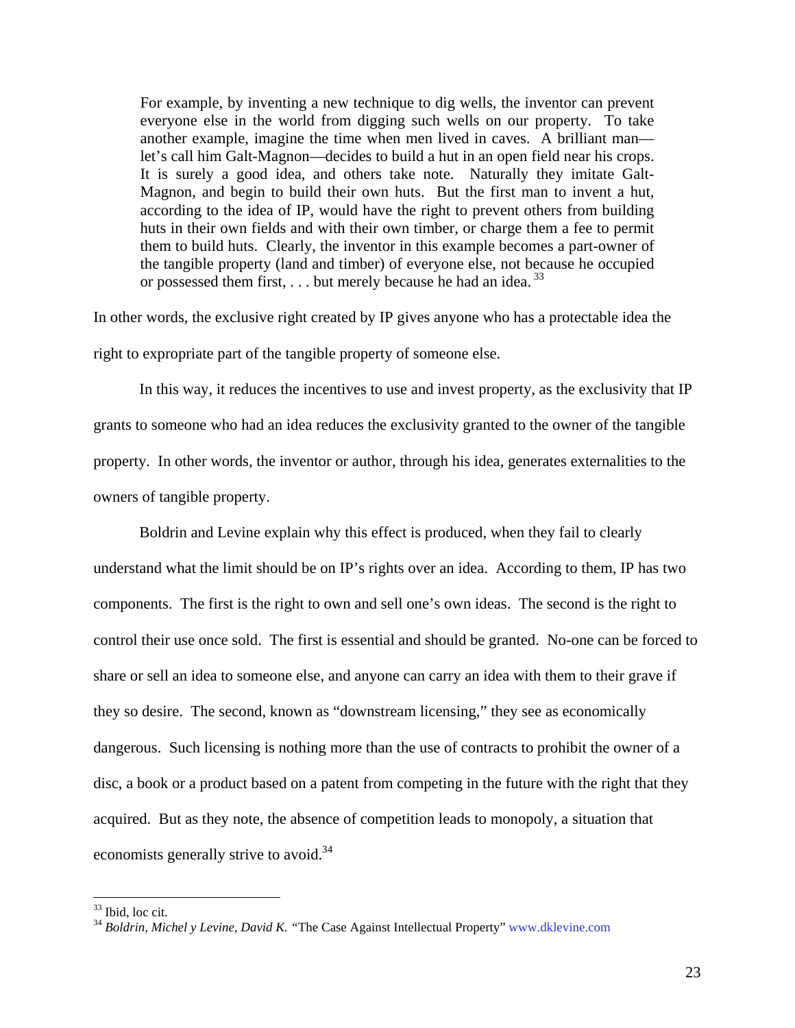> For example, by inventing a new technique to dig wells, the inventor can prevent everyone else in the world from digging such wells on our property. To take another example, imagine the time when men lived in caves. A brilliant man—let's call him Galt-Magnon—decides to build a hut in an open field near his crops. It is surely a good idea, and others take note. Naturally they imitate Galt-Magnon, and begin to build their own huts. But the first man to invent a hut, according to the idea of IP, would have the right to prevent others from building huts in their own fields and with their own timber, or charge them a fee to permit them to build huts. Clearly, the inventor in this example becomes a part-owner of the tangible property (land and timber) of everyone else, not because he occupied or possessed them first, . . . but merely because he had an idea.[33]

In other words, the exclusive right created by IP gives anyone who has a protectable idea the right to expropriate part of the tangible property of someone else.

In this way, it reduces the incentives to use and invest property, as the exclusivity that IP grants to someone who had an idea reduces the exclusivity granted to the owner of the tangible property. In other words, the inventor or author, through his idea, generates externalities to the owners of tangible property.

Boldrin and Levine explain why this effect is produced, when they fail to clearly understand what the limit should be on IP's rights over an idea. According to them, IP has two components. The first is the right to own and sell one's own ideas. The second is the right to control their use once sold. The first is essential and should be granted. No-one can be forced to share or sell an idea to someone else, and anyone can carry an idea with them to their grave if they so desire. The second, known as "downstream licensing," they see as economically dangerous. Such licensing is nothing more than the use of contracts to prohibit the owner of a disc, a book or a product based on a patent from competing in the future with the right that they acquired. But as they note, the absence of competition leads to monopoly, a situation that economists generally strive to avoid.[34]

---

[33] Ibid, loc cit.

[34] *Boldrin, Michel y Levine, David K.* "The Case Against Intellectual Property" www.dklevine.com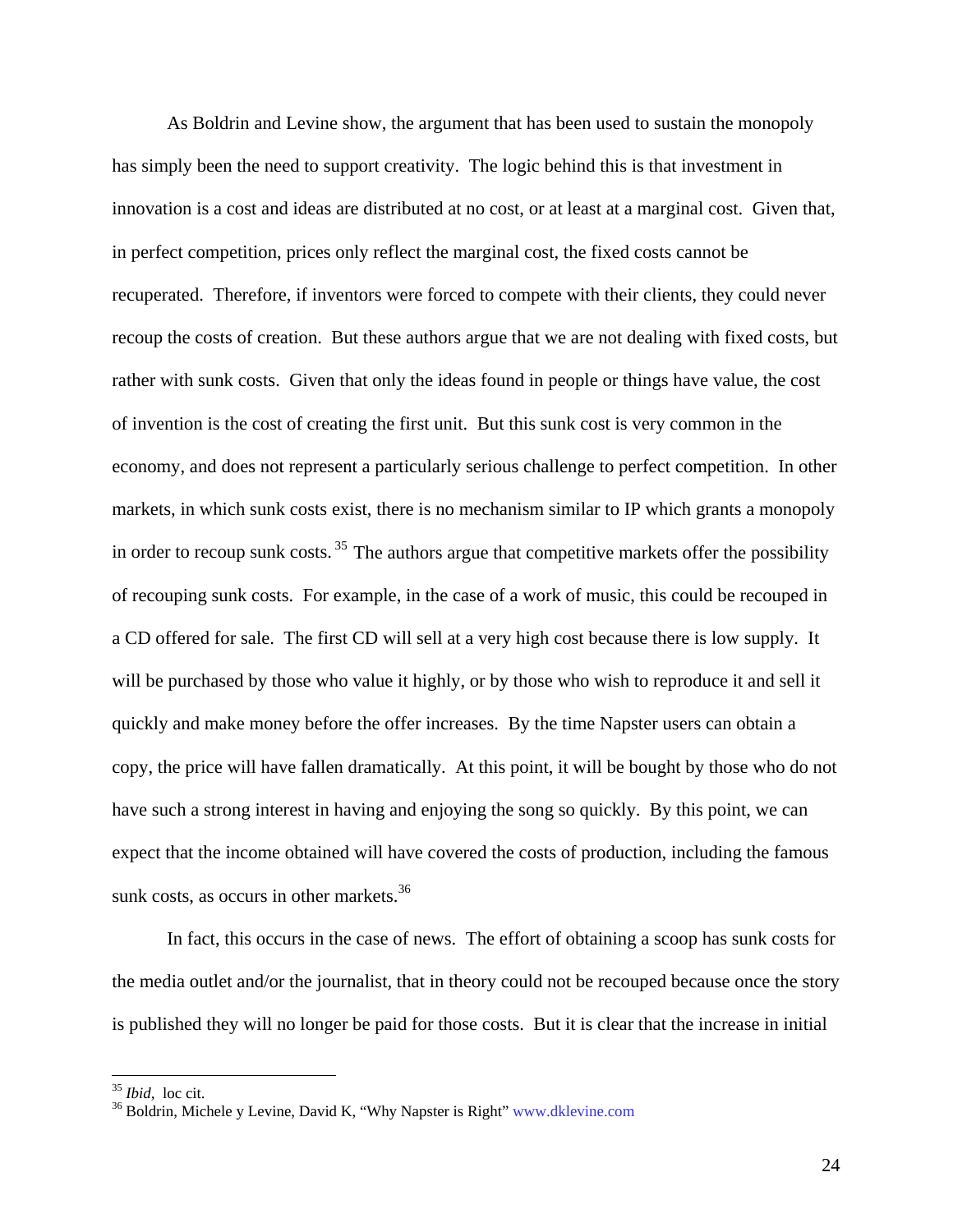As Boldrin and Levine show, the argument that has been used to sustain the monopoly has simply been the need to support creativity. The logic behind this is that investment in innovation is a cost and ideas are distributed at no cost, or at least at a marginal cost. Given that, in perfect competition, prices only reflect the marginal cost, the fixed costs cannot be recuperated. Therefore, if inventors were forced to compete with their clients, they could never recoup the costs of creation. But these authors argue that we are not dealing with fixed costs, but rather with sunk costs. Given that only the ideas found in people or things have value, the cost of invention is the cost of creating the first unit. But this sunk cost is very common in the economy, and does not represent a particularly serious challenge to perfect competition. In other markets, in which sunk costs exist, there is no mechanism similar to IP which grants a monopoly in order to recoup sunk costs.[35] The authors argue that competitive markets offer the possibility of recouping sunk costs. For example, in the case of a work of music, this could be recouped in a CD offered for sale. The first CD will sell at a very high cost because there is low supply. It will be purchased by those who value it highly, or by those who wish to reproduce it and sell it quickly and make money before the offer increases. By the time Napster users can obtain a copy, the price will have fallen dramatically. At this point, it will be bought by those who do not have such a strong interest in having and enjoying the song so quickly. By this point, we can expect that the income obtained will have covered the costs of production, including the famous sunk costs, as occurs in other markets.[36]

In fact, this occurs in the case of news. The effort of obtaining a scoop has sunk costs for the media outlet and/or the journalist, that in theory could not be recouped because once the story is published they will no longer be paid for those costs. But it is clear that the increase in initial

---

[35] *Ibid,* loc cit.

[36] Boldrin, Michele y Levine, David K, "Why Napster is Right" www.dklevine.com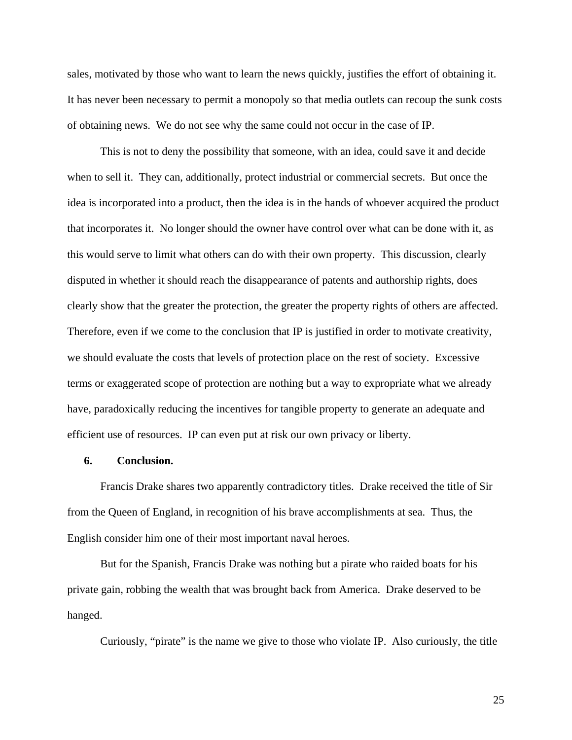sales, motivated by those who want to learn the news quickly, justifies the effort of obtaining it. It has never been necessary to permit a monopoly so that media outlets can recoup the sunk costs of obtaining news. We do not see why the same could not occur in the case of IP.

This is not to deny the possibility that someone, with an idea, could save it and decide when to sell it. They can, additionally, protect industrial or commercial secrets. But once the idea is incorporated into a product, then the idea is in the hands of whoever acquired the product that incorporates it. No longer should the owner have control over what can be done with it, as this would serve to limit what others can do with their own property. This discussion, clearly disputed in whether it should reach the disappearance of patents and authorship rights, does clearly show that the greater the protection, the greater the property rights of others are affected. Therefore, even if we come to the conclusion that IP is justified in order to motivate creativity, we should evaluate the costs that levels of protection place on the rest of society. Excessive terms or exaggerated scope of protection are nothing but a way to expropriate what we already have, paradoxically reducing the incentives for tangible property to generate an adequate and efficient use of resources. IP can even put at risk our own privacy or liberty.

## 6. Conclusion.

Francis Drake shares two apparently contradictory titles. Drake received the title of Sir from the Queen of England, in recognition of his brave accomplishments at sea. Thus, the English consider him one of their most important naval heroes.

But for the Spanish, Francis Drake was nothing but a pirate who raided boats for his private gain, robbing the wealth that was brought back from America. Drake deserved to be hanged.

Curiously, "pirate" is the name we give to those who violate IP. Also curiously, the title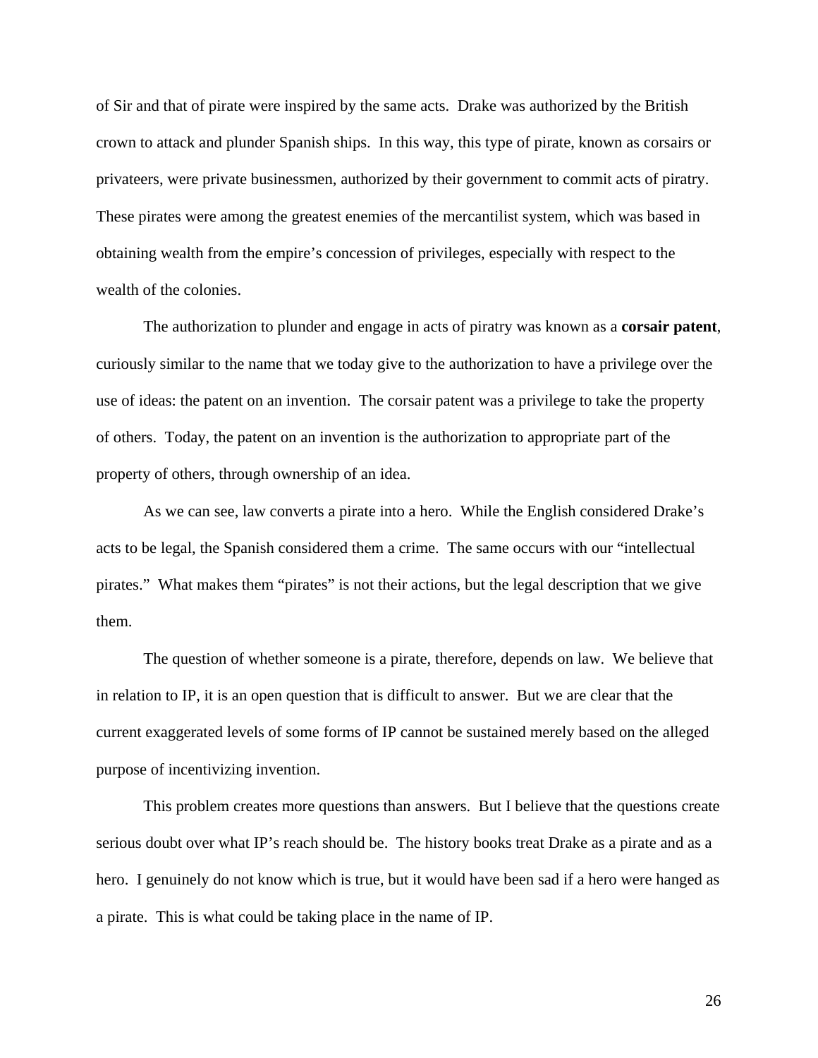of Sir and that of pirate were inspired by the same acts. Drake was authorized by the British crown to attack and plunder Spanish ships. In this way, this type of pirate, known as corsairs or privateers, were private businessmen, authorized by their government to commit acts of piratry. These pirates were among the greatest enemies of the mercantilist system, which was based in obtaining wealth from the empire's concession of privileges, especially with respect to the wealth of the colonies.

The authorization to plunder and engage in acts of piratry was known as a **corsair patent**, curiously similar to the name that we today give to the authorization to have a privilege over the use of ideas: the patent on an invention. The corsair patent was a privilege to take the property of others. Today, the patent on an invention is the authorization to appropriate part of the property of others, through ownership of an idea.

As we can see, law converts a pirate into a hero. While the English considered Drake's acts to be legal, the Spanish considered them a crime. The same occurs with our "intellectual pirates." What makes them "pirates" is not their actions, but the legal description that we give them.

The question of whether someone is a pirate, therefore, depends on law. We believe that in relation to IP, it is an open question that is difficult to answer. But we are clear that the current exaggerated levels of some forms of IP cannot be sustained merely based on the alleged purpose of incentivizing invention.

This problem creates more questions than answers. But I believe that the questions create serious doubt over what IP's reach should be. The history books treat Drake as a pirate and as a hero. I genuinely do not know which is true, but it would have been sad if a hero were hanged as a pirate. This is what could be taking place in the name of IP.